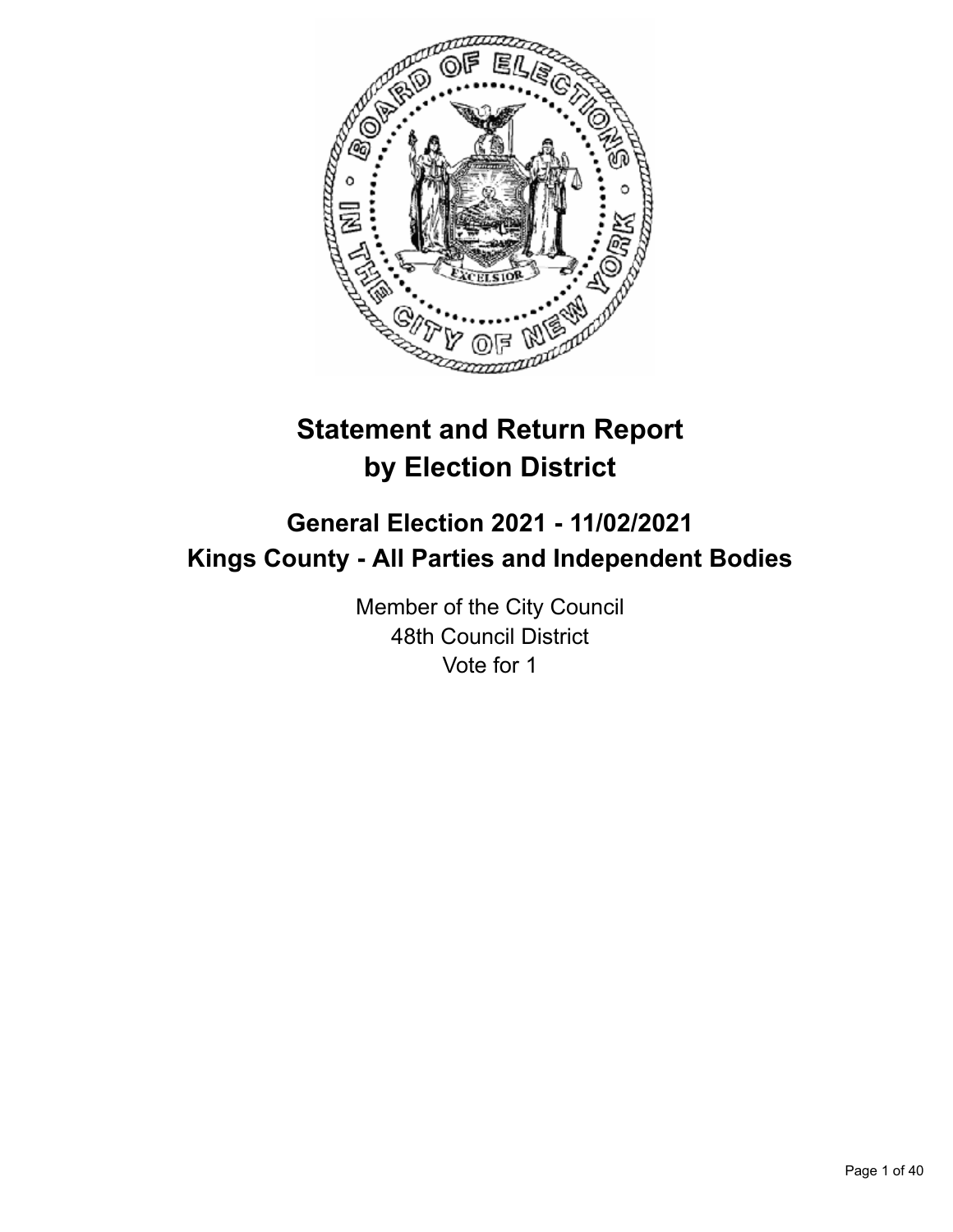# Statement and Return Report by Election District

## General Election 2021 - 11/02/2021
## Kings County - All Parties and Independent Bodies

Member of the City Council
48th Council District
Vote for 1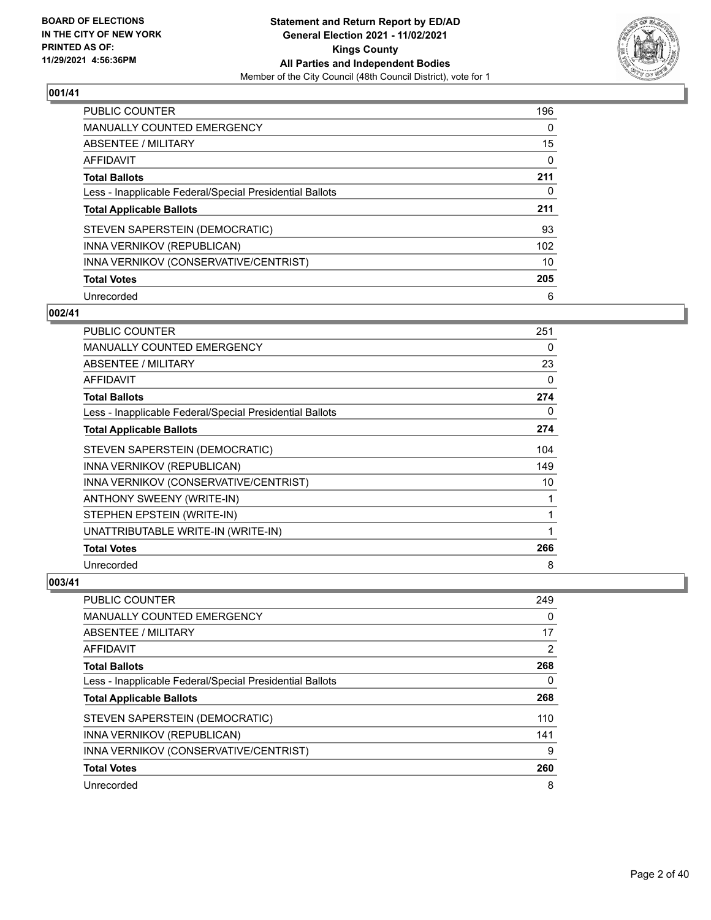**BOARD OF ELECTIONS IN THE CITY OF NEW YORK PRINTED AS OF: 11/29/2021 4:56:36PM**

**Statement and Return Report by ED/AD**
**General Election 2021 - 11/02/2021**
**Kings County**
**All Parties and Independent Bodies**
Member of the City Council (48th Council District), vote for 1

### 001/41

| | |
|---|---|
| PUBLIC COUNTER | 196 |
| MANUALLY COUNTED EMERGENCY | 0 |
| ABSENTEE / MILITARY | 15 |
| AFFIDAVIT | 0 |
| **Total Ballots** | **211** |
| Less - Inapplicable Federal/Special Presidential Ballots | 0 |
| **Total Applicable Ballots** | **211** |
| STEVEN SAPERSTEIN (DEMOCRATIC) | 93 |
| INNA VERNIKOV (REPUBLICAN) | 102 |
| INNA VERNIKOV (CONSERVATIVE/CENTRIST) | 10 |
| **Total Votes** | **205** |
| Unrecorded | 6 |

### 002/41

| | |
|---|---|
| PUBLIC COUNTER | 251 |
| MANUALLY COUNTED EMERGENCY | 0 |
| ABSENTEE / MILITARY | 23 |
| AFFIDAVIT | 0 |
| **Total Ballots** | **274** |
| Less - Inapplicable Federal/Special Presidential Ballots | 0 |
| **Total Applicable Ballots** | **274** |
| STEVEN SAPERSTEIN (DEMOCRATIC) | 104 |
| INNA VERNIKOV (REPUBLICAN) | 149 |
| INNA VERNIKOV (CONSERVATIVE/CENTRIST) | 10 |
| ANTHONY SWEENY (WRITE-IN) | 1 |
| STEPHEN EPSTEIN (WRITE-IN) | 1 |
| UNATTRIBUTABLE WRITE-IN (WRITE-IN) | 1 |
| **Total Votes** | **266** |
| Unrecorded | 8 |

### 003/41

| | |
|---|---|
| PUBLIC COUNTER | 249 |
| MANUALLY COUNTED EMERGENCY | 0 |
| ABSENTEE / MILITARY | 17 |
| AFFIDAVIT | 2 |
| **Total Ballots** | **268** |
| Less - Inapplicable Federal/Special Presidential Ballots | 0 |
| **Total Applicable Ballots** | **268** |
| STEVEN SAPERSTEIN (DEMOCRATIC) | 110 |
| INNA VERNIKOV (REPUBLICAN) | 141 |
| INNA VERNIKOV (CONSERVATIVE/CENTRIST) | 9 |
| **Total Votes** | **260** |
| Unrecorded | 8 |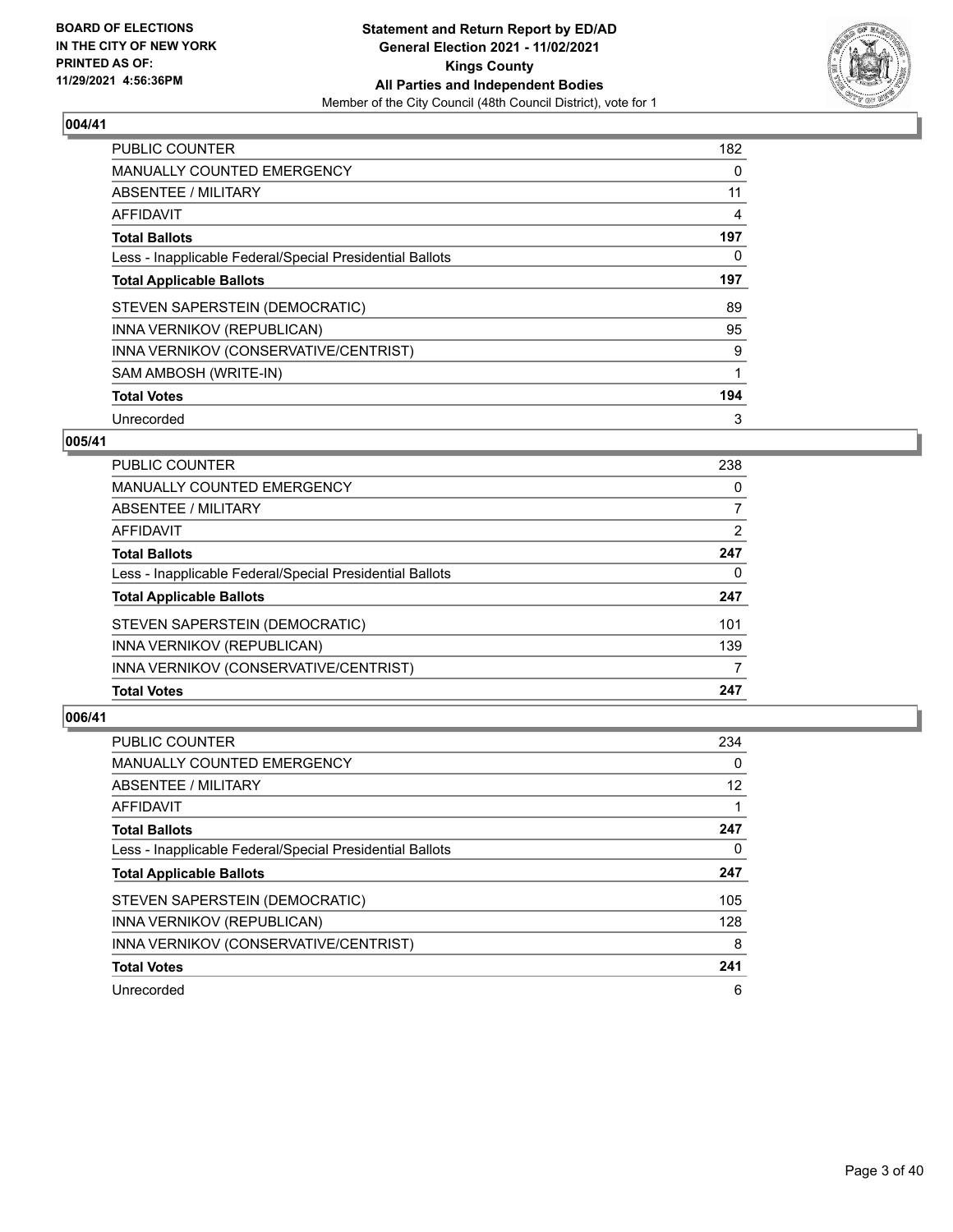**BOARD OF ELECTIONS IN THE CITY OF NEW YORK PRINTED AS OF: 11/29/2021 4:56:36PM**

**Statement and Return Report by ED/AD General Election 2021 - 11/02/2021 Kings County All Parties and Independent Bodies**
Member of the City Council (48th Council District), vote for 1

## 004/41

| | |
|---|---|
| PUBLIC COUNTER | 182 |
| MANUALLY COUNTED EMERGENCY | 0 |
| ABSENTEE / MILITARY | 11 |
| AFFIDAVIT | 4 |
| **Total Ballots** | **197** |
| Less - Inapplicable Federal/Special Presidential Ballots | 0 |
| **Total Applicable Ballots** | **197** |
| STEVEN SAPERSTEIN (DEMOCRATIC) | 89 |
| INNA VERNIKOV (REPUBLICAN) | 95 |
| INNA VERNIKOV (CONSERVATIVE/CENTRIST) | 9 |
| SAM AMBOSH (WRITE-IN) | 1 |
| **Total Votes** | **194** |
| Unrecorded | 3 |

## 005/41

| | |
|---|---|
| PUBLIC COUNTER | 238 |
| MANUALLY COUNTED EMERGENCY | 0 |
| ABSENTEE / MILITARY | 7 |
| AFFIDAVIT | 2 |
| **Total Ballots** | **247** |
| Less - Inapplicable Federal/Special Presidential Ballots | 0 |
| **Total Applicable Ballots** | **247** |
| STEVEN SAPERSTEIN (DEMOCRATIC) | 101 |
| INNA VERNIKOV (REPUBLICAN) | 139 |
| INNA VERNIKOV (CONSERVATIVE/CENTRIST) | 7 |
| **Total Votes** | **247** |

## 006/41

| | |
|---|---|
| PUBLIC COUNTER | 234 |
| MANUALLY COUNTED EMERGENCY | 0 |
| ABSENTEE / MILITARY | 12 |
| AFFIDAVIT | 1 |
| **Total Ballots** | **247** |
| Less - Inapplicable Federal/Special Presidential Ballots | 0 |
| **Total Applicable Ballots** | **247** |
| STEVEN SAPERSTEIN (DEMOCRATIC) | 105 |
| INNA VERNIKOV (REPUBLICAN) | 128 |
| INNA VERNIKOV (CONSERVATIVE/CENTRIST) | 8 |
| **Total Votes** | **241** |
| Unrecorded | 6 |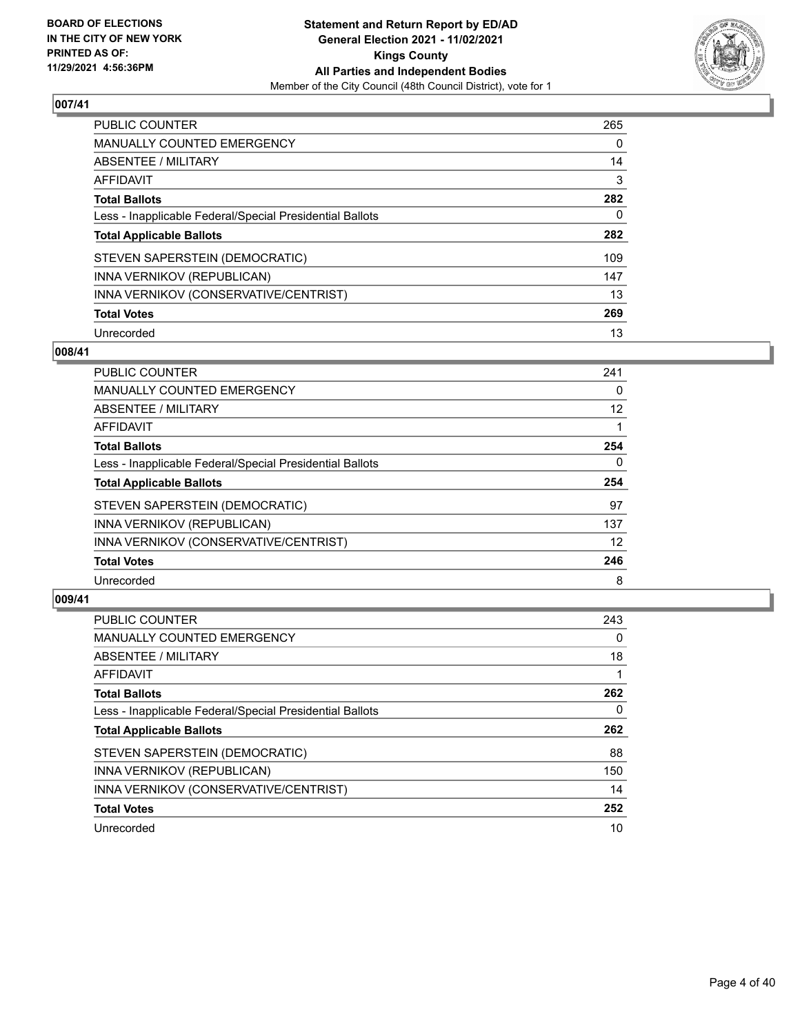## 007/41

| | |
|---|---|
| PUBLIC COUNTER | 265 |
| MANUALLY COUNTED EMERGENCY | 0 |
| ABSENTEE / MILITARY | 14 |
| AFFIDAVIT | 3 |
| **Total Ballots** | **282** |
| Less - Inapplicable Federal/Special Presidential Ballots | 0 |
| **Total Applicable Ballots** | **282** |
| STEVEN SAPERSTEIN (DEMOCRATIC) | 109 |
| INNA VERNIKOV (REPUBLICAN) | 147 |
| INNA VERNIKOV (CONSERVATIVE/CENTRIST) | 13 |
| **Total Votes** | **269** |
| Unrecorded | 13 |

## 008/41

| | |
|---|---|
| PUBLIC COUNTER | 241 |
| MANUALLY COUNTED EMERGENCY | 0 |
| ABSENTEE / MILITARY | 12 |
| AFFIDAVIT | 1 |
| **Total Ballots** | **254** |
| Less - Inapplicable Federal/Special Presidential Ballots | 0 |
| **Total Applicable Ballots** | **254** |
| STEVEN SAPERSTEIN (DEMOCRATIC) | 97 |
| INNA VERNIKOV (REPUBLICAN) | 137 |
| INNA VERNIKOV (CONSERVATIVE/CENTRIST) | 12 |
| **Total Votes** | **246** |
| Unrecorded | 8 |

## 009/41

| | |
|---|---|
| PUBLIC COUNTER | 243 |
| MANUALLY COUNTED EMERGENCY | 0 |
| ABSENTEE / MILITARY | 18 |
| AFFIDAVIT | 1 |
| **Total Ballots** | **262** |
| Less - Inapplicable Federal/Special Presidential Ballots | 0 |
| **Total Applicable Ballots** | **262** |
| STEVEN SAPERSTEIN (DEMOCRATIC) | 88 |
| INNA VERNIKOV (REPUBLICAN) | 150 |
| INNA VERNIKOV (CONSERVATIVE/CENTRIST) | 14 |
| **Total Votes** | **252** |
| Unrecorded | 10 |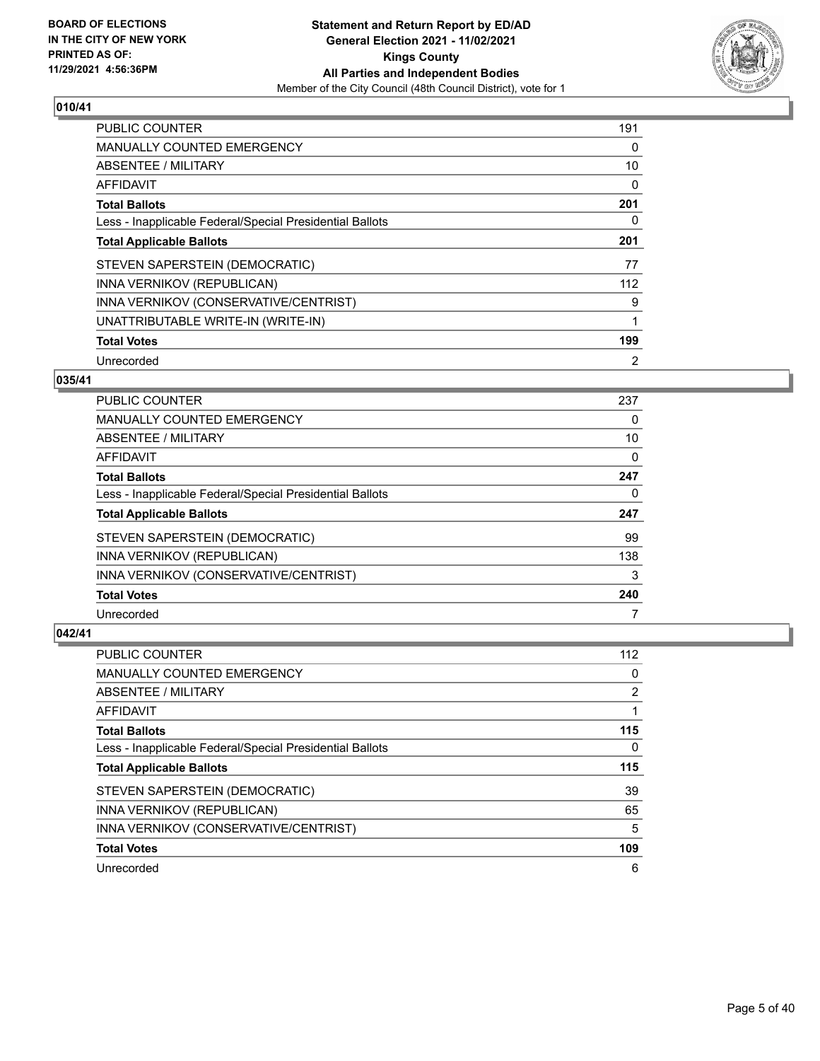**BOARD OF ELECTIONS IN THE CITY OF NEW YORK PRINTED AS OF: 11/29/2021 4:56:36PM**

**Statement and Return Report by ED/AD**
**General Election 2021 - 11/02/2021**
**Kings County**
**All Parties and Independent Bodies**
Member of the City Council (48th Council District), vote for 1

### 010/41

| | |
|---|---|
| PUBLIC COUNTER | 191 |
| MANUALLY COUNTED EMERGENCY | 0 |
| ABSENTEE / MILITARY | 10 |
| AFFIDAVIT | 0 |
| **Total Ballots** | **201** |
| Less - Inapplicable Federal/Special Presidential Ballots | 0 |
| **Total Applicable Ballots** | **201** |
| STEVEN SAPERSTEIN (DEMOCRATIC) | 77 |
| INNA VERNIKOV (REPUBLICAN) | 112 |
| INNA VERNIKOV (CONSERVATIVE/CENTRIST) | 9 |
| UNATTRIBUTABLE WRITE-IN (WRITE-IN) | 1 |
| **Total Votes** | **199** |
| Unrecorded | 2 |

### 035/41

| | |
|---|---|
| PUBLIC COUNTER | 237 |
| MANUALLY COUNTED EMERGENCY | 0 |
| ABSENTEE / MILITARY | 10 |
| AFFIDAVIT | 0 |
| **Total Ballots** | **247** |
| Less - Inapplicable Federal/Special Presidential Ballots | 0 |
| **Total Applicable Ballots** | **247** |
| STEVEN SAPERSTEIN (DEMOCRATIC) | 99 |
| INNA VERNIKOV (REPUBLICAN) | 138 |
| INNA VERNIKOV (CONSERVATIVE/CENTRIST) | 3 |
| **Total Votes** | **240** |
| Unrecorded | 7 |

### 042/41

| | |
|---|---|
| PUBLIC COUNTER | 112 |
| MANUALLY COUNTED EMERGENCY | 0 |
| ABSENTEE / MILITARY | 2 |
| AFFIDAVIT | 1 |
| **Total Ballots** | **115** |
| Less - Inapplicable Federal/Special Presidential Ballots | 0 |
| **Total Applicable Ballots** | **115** |
| STEVEN SAPERSTEIN (DEMOCRATIC) | 39 |
| INNA VERNIKOV (REPUBLICAN) | 65 |
| INNA VERNIKOV (CONSERVATIVE/CENTRIST) | 5 |
| **Total Votes** | **109** |
| Unrecorded | 6 |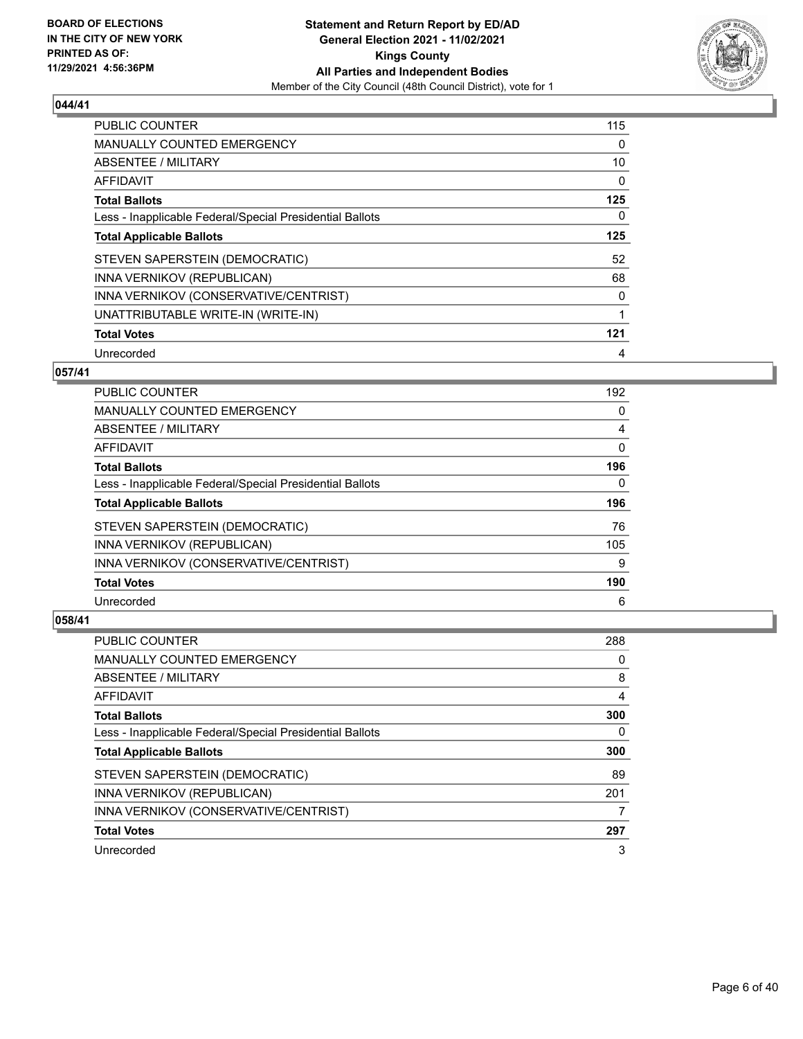## 044/41

| | |
|---|---|
| PUBLIC COUNTER | 115 |
| MANUALLY COUNTED EMERGENCY | 0 |
| ABSENTEE / MILITARY | 10 |
| AFFIDAVIT | 0 |
| **Total Ballots** | **125** |
| Less - Inapplicable Federal/Special Presidential Ballots | 0 |
| **Total Applicable Ballots** | **125** |
| STEVEN SAPERSTEIN (DEMOCRATIC) | 52 |
| INNA VERNIKOV (REPUBLICAN) | 68 |
| INNA VERNIKOV (CONSERVATIVE/CENTRIST) | 0 |
| UNATTRIBUTABLE WRITE-IN (WRITE-IN) | 1 |
| **Total Votes** | **121** |
| Unrecorded | 4 |

## 057/41

| | |
|---|---|
| PUBLIC COUNTER | 192 |
| MANUALLY COUNTED EMERGENCY | 0 |
| ABSENTEE / MILITARY | 4 |
| AFFIDAVIT | 0 |
| **Total Ballots** | **196** |
| Less - Inapplicable Federal/Special Presidential Ballots | 0 |
| **Total Applicable Ballots** | **196** |
| STEVEN SAPERSTEIN (DEMOCRATIC) | 76 |
| INNA VERNIKOV (REPUBLICAN) | 105 |
| INNA VERNIKOV (CONSERVATIVE/CENTRIST) | 9 |
| **Total Votes** | **190** |
| Unrecorded | 6 |

## 058/41

| | |
|---|---|
| PUBLIC COUNTER | 288 |
| MANUALLY COUNTED EMERGENCY | 0 |
| ABSENTEE / MILITARY | 8 |
| AFFIDAVIT | 4 |
| **Total Ballots** | **300** |
| Less - Inapplicable Federal/Special Presidential Ballots | 0 |
| **Total Applicable Ballots** | **300** |
| STEVEN SAPERSTEIN (DEMOCRATIC) | 89 |
| INNA VERNIKOV (REPUBLICAN) | 201 |
| INNA VERNIKOV (CONSERVATIVE/CENTRIST) | 7 |
| **Total Votes** | **297** |
| Unrecorded | 3 |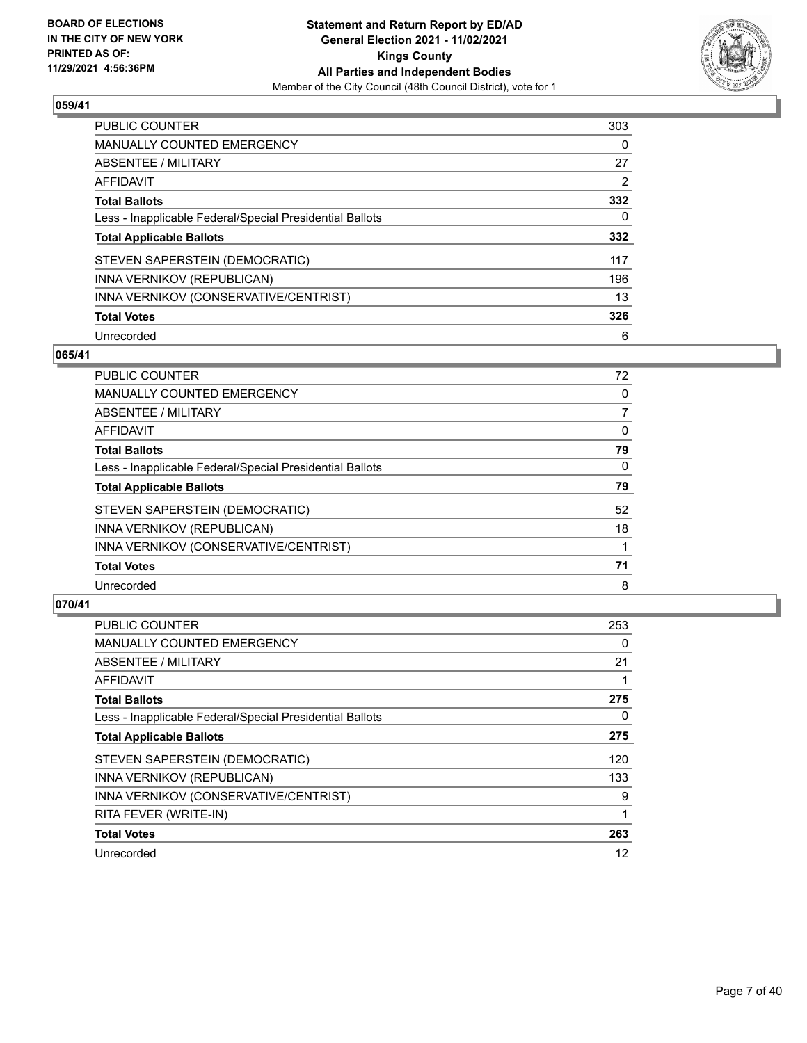**BOARD OF ELECTIONS IN THE CITY OF NEW YORK PRINTED AS OF: 11/29/2021 4:56:36PM**

**Statement and Return Report by ED/AD General Election 2021 - 11/02/2021 Kings County All Parties and Independent Bodies**

Member of the City Council (48th Council District), vote for 1

### 059/41

| | |
|---|---|
| PUBLIC COUNTER | 303 |
| MANUALLY COUNTED EMERGENCY | 0 |
| ABSENTEE / MILITARY | 27 |
| AFFIDAVIT | 2 |
| **Total Ballots** | **332** |
| Less - Inapplicable Federal/Special Presidential Ballots | 0 |
| **Total Applicable Ballots** | **332** |
| STEVEN SAPERSTEIN (DEMOCRATIC) | 117 |
| INNA VERNIKOV (REPUBLICAN) | 196 |
| INNA VERNIKOV (CONSERVATIVE/CENTRIST) | 13 |
| **Total Votes** | **326** |
| Unrecorded | 6 |

### 065/41

| | |
|---|---|
| PUBLIC COUNTER | 72 |
| MANUALLY COUNTED EMERGENCY | 0 |
| ABSENTEE / MILITARY | 7 |
| AFFIDAVIT | 0 |
| **Total Ballots** | **79** |
| Less - Inapplicable Federal/Special Presidential Ballots | 0 |
| **Total Applicable Ballots** | **79** |
| STEVEN SAPERSTEIN (DEMOCRATIC) | 52 |
| INNA VERNIKOV (REPUBLICAN) | 18 |
| INNA VERNIKOV (CONSERVATIVE/CENTRIST) | 1 |
| **Total Votes** | **71** |
| Unrecorded | 8 |

### 070/41

| | |
|---|---|
| PUBLIC COUNTER | 253 |
| MANUALLY COUNTED EMERGENCY | 0 |
| ABSENTEE / MILITARY | 21 |
| AFFIDAVIT | 1 |
| **Total Ballots** | **275** |
| Less - Inapplicable Federal/Special Presidential Ballots | 0 |
| **Total Applicable Ballots** | **275** |
| STEVEN SAPERSTEIN (DEMOCRATIC) | 120 |
| INNA VERNIKOV (REPUBLICAN) | 133 |
| INNA VERNIKOV (CONSERVATIVE/CENTRIST) | 9 |
| RITA FEVER (WRITE-IN) | 1 |
| **Total Votes** | **263** |
| Unrecorded | 12 |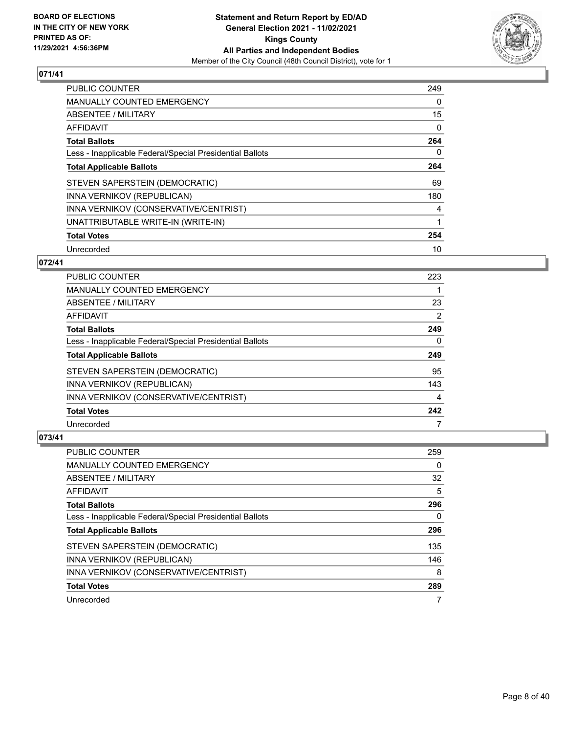**BOARD OF ELECTIONS IN THE CITY OF NEW YORK PRINTED AS OF: 11/29/2021 4:56:36PM**

**Statement and Return Report by ED/AD General Election 2021 - 11/02/2021 Kings County All Parties and Independent Bodies**

Member of the City Council (48th Council District), vote for 1

## 071/41

| | |
|---|---|
| PUBLIC COUNTER | 249 |
| MANUALLY COUNTED EMERGENCY | 0 |
| ABSENTEE / MILITARY | 15 |
| AFFIDAVIT | 0 |
| **Total Ballots** | **264** |
| Less - Inapplicable Federal/Special Presidential Ballots | 0 |
| **Total Applicable Ballots** | **264** |
| STEVEN SAPERSTEIN (DEMOCRATIC) | 69 |
| INNA VERNIKOV (REPUBLICAN) | 180 |
| INNA VERNIKOV (CONSERVATIVE/CENTRIST) | 4 |
| UNATTRIBUTABLE WRITE-IN (WRITE-IN) | 1 |
| **Total Votes** | **254** |
| Unrecorded | 10 |

## 072/41

| | |
|---|---|
| PUBLIC COUNTER | 223 |
| MANUALLY COUNTED EMERGENCY | 1 |
| ABSENTEE / MILITARY | 23 |
| AFFIDAVIT | 2 |
| **Total Ballots** | **249** |
| Less - Inapplicable Federal/Special Presidential Ballots | 0 |
| **Total Applicable Ballots** | **249** |
| STEVEN SAPERSTEIN (DEMOCRATIC) | 95 |
| INNA VERNIKOV (REPUBLICAN) | 143 |
| INNA VERNIKOV (CONSERVATIVE/CENTRIST) | 4 |
| **Total Votes** | **242** |
| Unrecorded | 7 |

## 073/41

| | |
|---|---|
| PUBLIC COUNTER | 259 |
| MANUALLY COUNTED EMERGENCY | 0 |
| ABSENTEE / MILITARY | 32 |
| AFFIDAVIT | 5 |
| **Total Ballots** | **296** |
| Less - Inapplicable Federal/Special Presidential Ballots | 0 |
| **Total Applicable Ballots** | **296** |
| STEVEN SAPERSTEIN (DEMOCRATIC) | 135 |
| INNA VERNIKOV (REPUBLICAN) | 146 |
| INNA VERNIKOV (CONSERVATIVE/CENTRIST) | 8 |
| **Total Votes** | **289** |
| Unrecorded | 7 |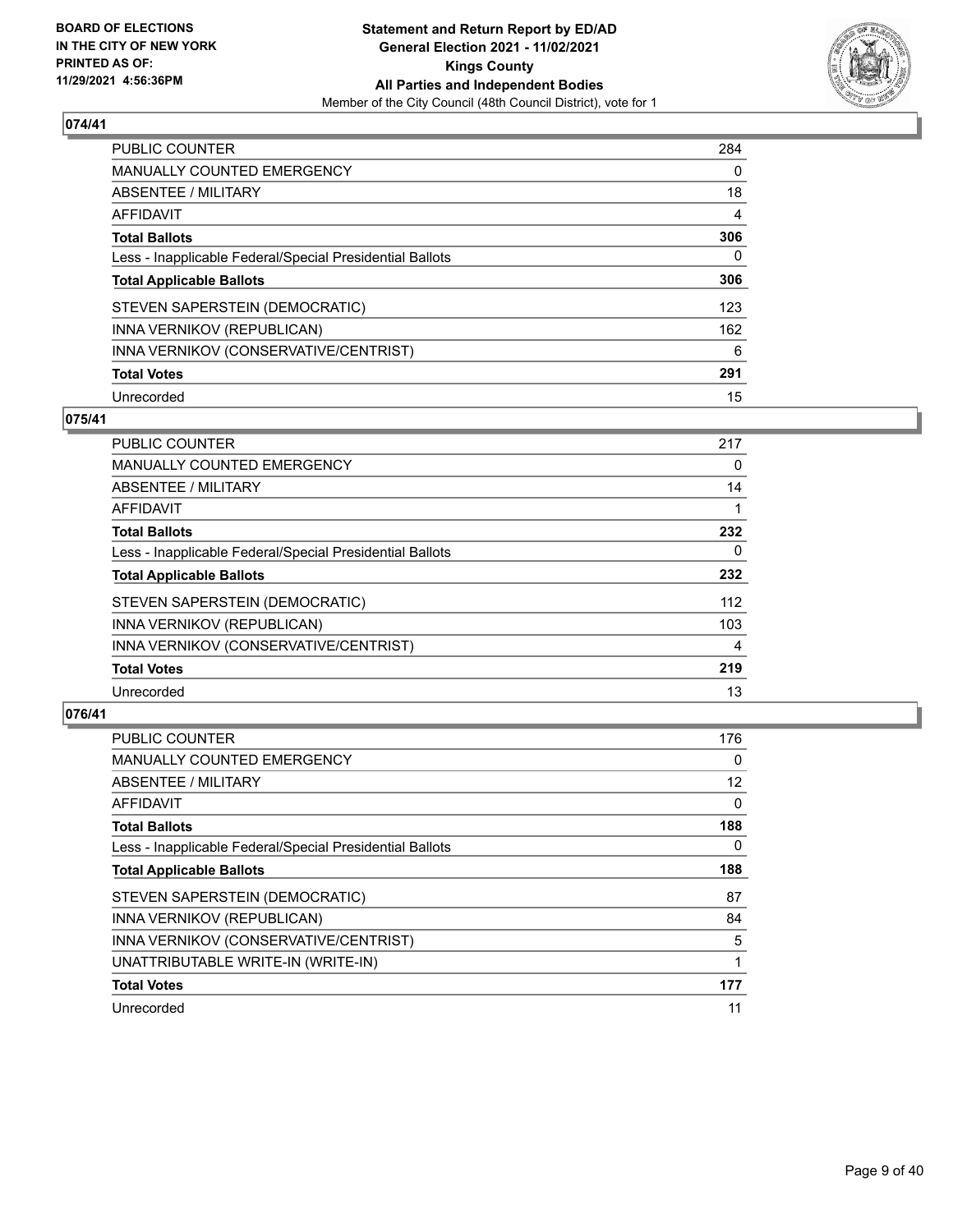**BOARD OF ELECTIONS IN THE CITY OF NEW YORK PRINTED AS OF: 11/29/2021 4:56:36PM**

**Statement and Return Report by ED/AD General Election 2021 - 11/02/2021 Kings County All Parties and Independent Bodies**
Member of the City Council (48th Council District), vote for 1

### 074/41

| | |
|---|---|
| PUBLIC COUNTER | 284 |
| MANUALLY COUNTED EMERGENCY | 0 |
| ABSENTEE / MILITARY | 18 |
| AFFIDAVIT | 4 |
| **Total Ballots** | **306** |
| Less - Inapplicable Federal/Special Presidential Ballots | 0 |
| **Total Applicable Ballots** | **306** |
| STEVEN SAPERSTEIN (DEMOCRATIC) | 123 |
| INNA VERNIKOV (REPUBLICAN) | 162 |
| INNA VERNIKOV (CONSERVATIVE/CENTRIST) | 6 |
| **Total Votes** | **291** |
| Unrecorded | 15 |

### 075/41

| | |
|---|---|
| PUBLIC COUNTER | 217 |
| MANUALLY COUNTED EMERGENCY | 0 |
| ABSENTEE / MILITARY | 14 |
| AFFIDAVIT | 1 |
| **Total Ballots** | **232** |
| Less - Inapplicable Federal/Special Presidential Ballots | 0 |
| **Total Applicable Ballots** | **232** |
| STEVEN SAPERSTEIN (DEMOCRATIC) | 112 |
| INNA VERNIKOV (REPUBLICAN) | 103 |
| INNA VERNIKOV (CONSERVATIVE/CENTRIST) | 4 |
| **Total Votes** | **219** |
| Unrecorded | 13 |

### 076/41

| | |
|---|---|
| PUBLIC COUNTER | 176 |
| MANUALLY COUNTED EMERGENCY | 0 |
| ABSENTEE / MILITARY | 12 |
| AFFIDAVIT | 0 |
| **Total Ballots** | **188** |
| Less - Inapplicable Federal/Special Presidential Ballots | 0 |
| **Total Applicable Ballots** | **188** |
| STEVEN SAPERSTEIN (DEMOCRATIC) | 87 |
| INNA VERNIKOV (REPUBLICAN) | 84 |
| INNA VERNIKOV (CONSERVATIVE/CENTRIST) | 5 |
| UNATTRIBUTABLE WRITE-IN (WRITE-IN) | 1 |
| **Total Votes** | **177** |
| Unrecorded | 11 |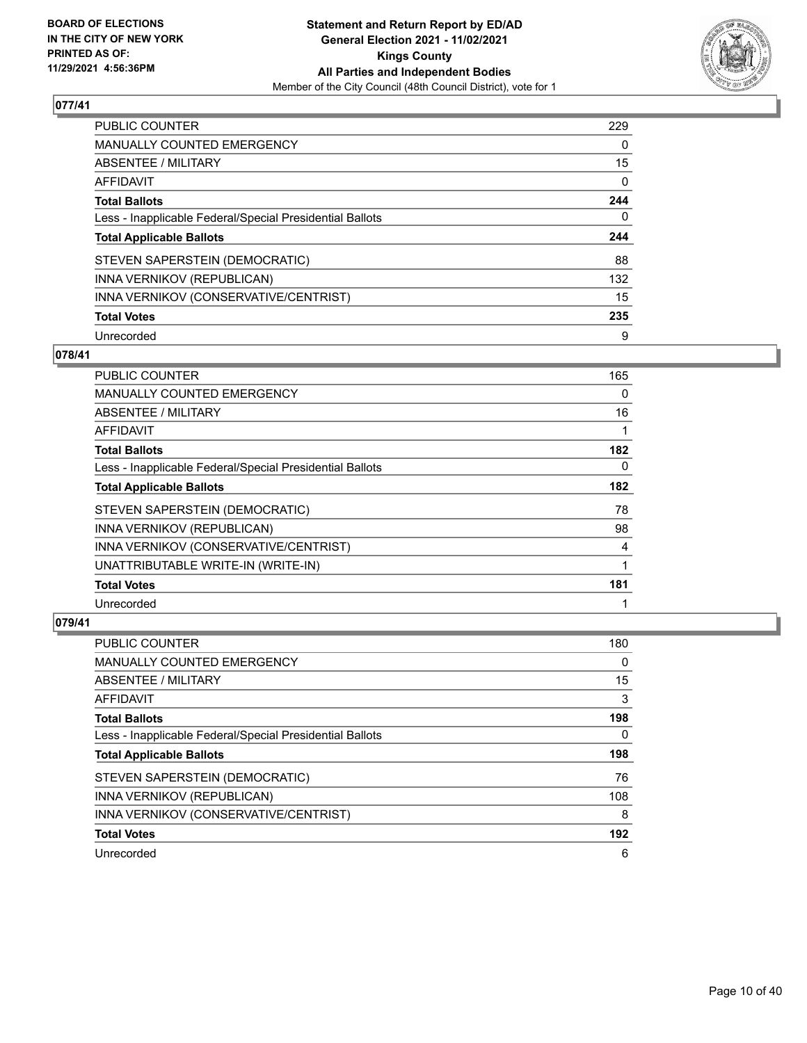## 077/41

| | |
|---|---|
| PUBLIC COUNTER | 229 |
| MANUALLY COUNTED EMERGENCY | 0 |
| ABSENTEE / MILITARY | 15 |
| AFFIDAVIT | 0 |
| **Total Ballots** | **244** |
| Less - Inapplicable Federal/Special Presidential Ballots | 0 |
| **Total Applicable Ballots** | **244** |
| STEVEN SAPERSTEIN (DEMOCRATIC) | 88 |
| INNA VERNIKOV (REPUBLICAN) | 132 |
| INNA VERNIKOV (CONSERVATIVE/CENTRIST) | 15 |
| **Total Votes** | **235** |
| Unrecorded | 9 |

## 078/41

| | |
|---|---|
| PUBLIC COUNTER | 165 |
| MANUALLY COUNTED EMERGENCY | 0 |
| ABSENTEE / MILITARY | 16 |
| AFFIDAVIT | 1 |
| **Total Ballots** | **182** |
| Less - Inapplicable Federal/Special Presidential Ballots | 0 |
| **Total Applicable Ballots** | **182** |
| STEVEN SAPERSTEIN (DEMOCRATIC) | 78 |
| INNA VERNIKOV (REPUBLICAN) | 98 |
| INNA VERNIKOV (CONSERVATIVE/CENTRIST) | 4 |
| UNATTRIBUTABLE WRITE-IN (WRITE-IN) | 1 |
| **Total Votes** | **181** |
| Unrecorded | 1 |

## 079/41

| | |
|---|---|
| PUBLIC COUNTER | 180 |
| MANUALLY COUNTED EMERGENCY | 0 |
| ABSENTEE / MILITARY | 15 |
| AFFIDAVIT | 3 |
| **Total Ballots** | **198** |
| Less - Inapplicable Federal/Special Presidential Ballots | 0 |
| **Total Applicable Ballots** | **198** |
| STEVEN SAPERSTEIN (DEMOCRATIC) | 76 |
| INNA VERNIKOV (REPUBLICAN) | 108 |
| INNA VERNIKOV (CONSERVATIVE/CENTRIST) | 8 |
| **Total Votes** | **192** |
| Unrecorded | 6 |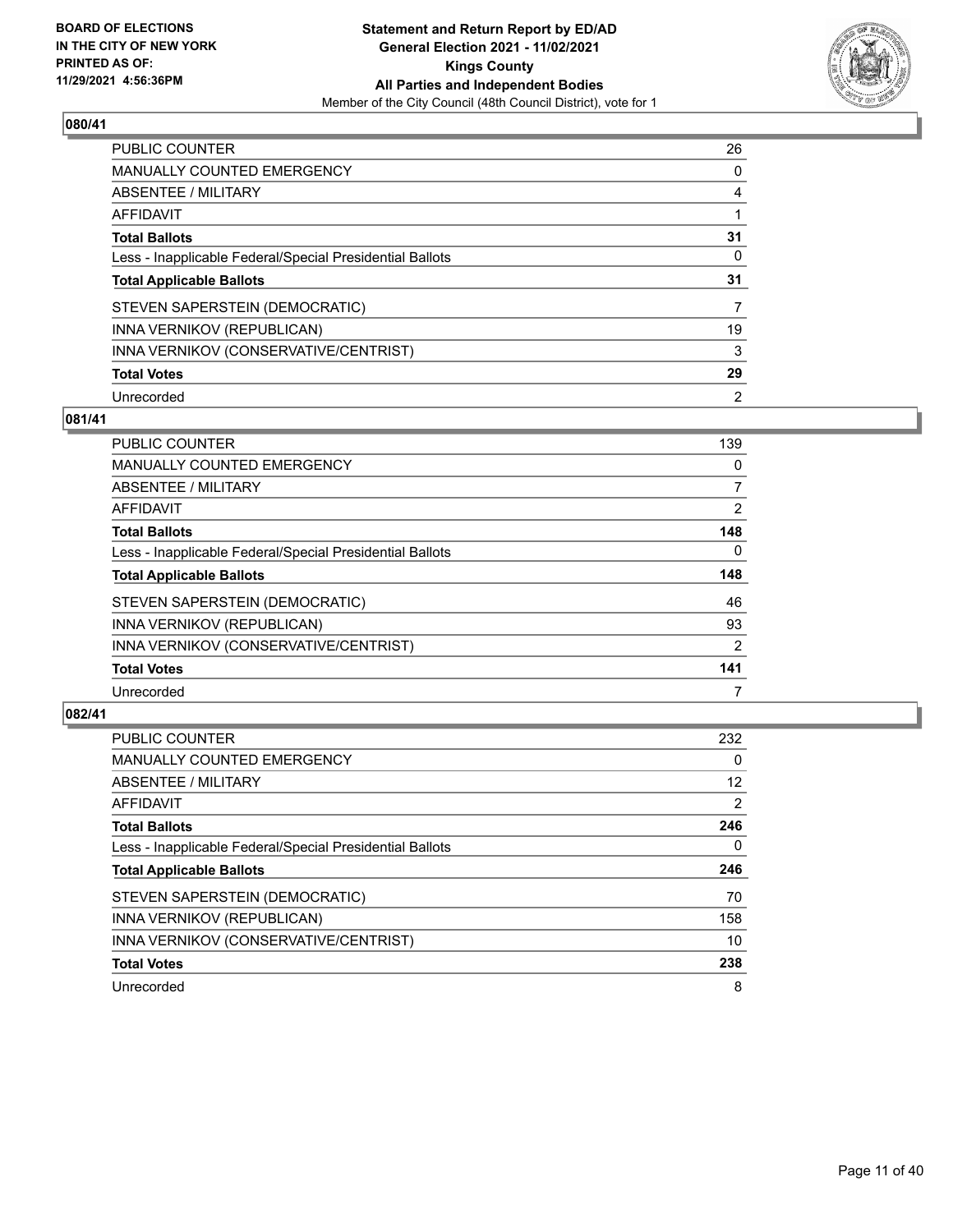## 080/41

| | |
|---|---|
| PUBLIC COUNTER | 26 |
| MANUALLY COUNTED EMERGENCY | 0 |
| ABSENTEE / MILITARY | 4 |
| AFFIDAVIT | 1 |
| **Total Ballots** | **31** |
| Less - Inapplicable Federal/Special Presidential Ballots | 0 |
| **Total Applicable Ballots** | **31** |
| STEVEN SAPERSTEIN (DEMOCRATIC) | 7 |
| INNA VERNIKOV (REPUBLICAN) | 19 |
| INNA VERNIKOV (CONSERVATIVE/CENTRIST) | 3 |
| **Total Votes** | **29** |
| Unrecorded | 2 |

## 081/41

| | |
|---|---|
| PUBLIC COUNTER | 139 |
| MANUALLY COUNTED EMERGENCY | 0 |
| ABSENTEE / MILITARY | 7 |
| AFFIDAVIT | 2 |
| **Total Ballots** | **148** |
| Less - Inapplicable Federal/Special Presidential Ballots | 0 |
| **Total Applicable Ballots** | **148** |
| STEVEN SAPERSTEIN (DEMOCRATIC) | 46 |
| INNA VERNIKOV (REPUBLICAN) | 93 |
| INNA VERNIKOV (CONSERVATIVE/CENTRIST) | 2 |
| **Total Votes** | **141** |
| Unrecorded | 7 |

## 082/41

| | |
|---|---|
| PUBLIC COUNTER | 232 |
| MANUALLY COUNTED EMERGENCY | 0 |
| ABSENTEE / MILITARY | 12 |
| AFFIDAVIT | 2 |
| **Total Ballots** | **246** |
| Less - Inapplicable Federal/Special Presidential Ballots | 0 |
| **Total Applicable Ballots** | **246** |
| STEVEN SAPERSTEIN (DEMOCRATIC) | 70 |
| INNA VERNIKOV (REPUBLICAN) | 158 |
| INNA VERNIKOV (CONSERVATIVE/CENTRIST) | 10 |
| **Total Votes** | **238** |
| Unrecorded | 8 |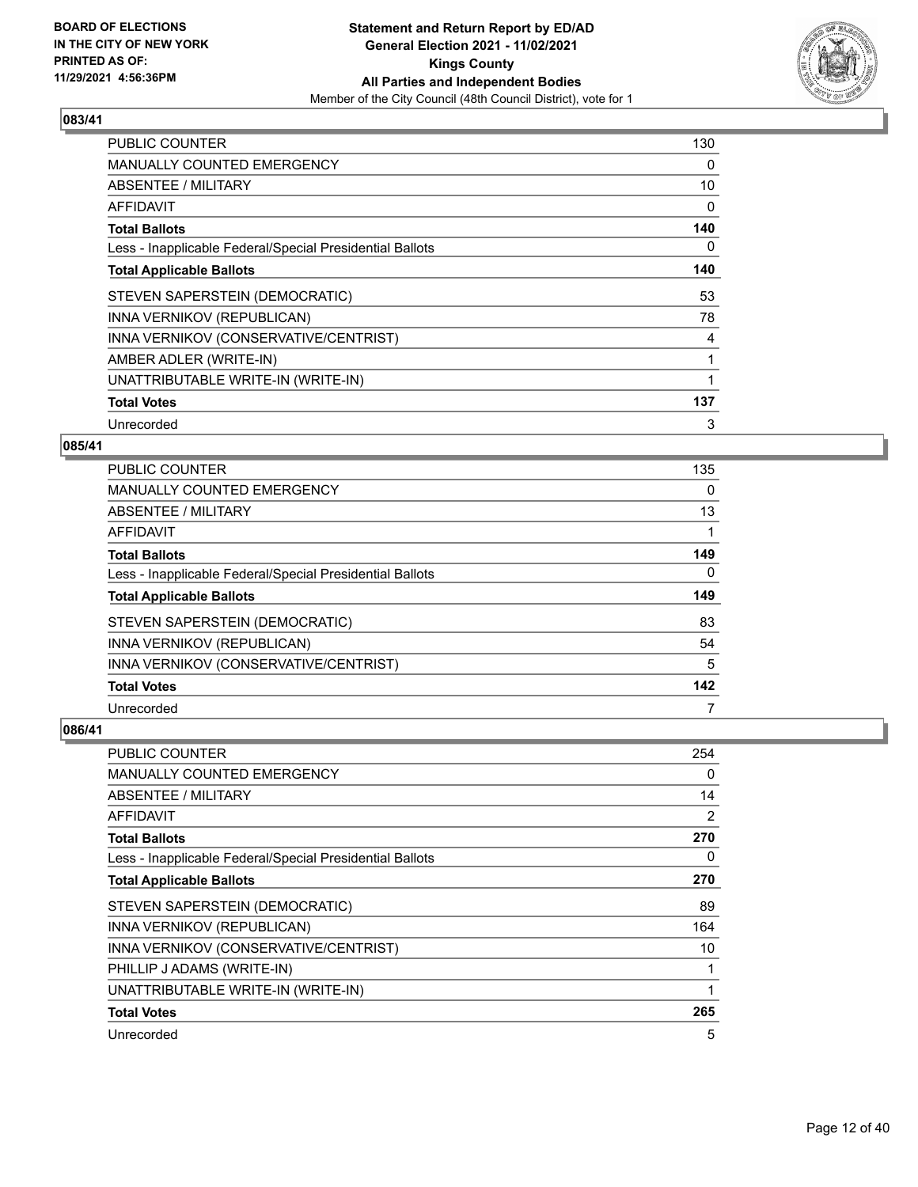**BOARD OF ELECTIONS IN THE CITY OF NEW YORK PRINTED AS OF: 11/29/2021 4:56:36PM**

**Statement and Return Report by ED/AD**
**General Election 2021 - 11/02/2021**
**Kings County**
**All Parties and Independent Bodies**
Member of the City Council (48th Council District), vote for 1

## 083/41

| | |
|---|---|
| PUBLIC COUNTER | 130 |
| MANUALLY COUNTED EMERGENCY | 0 |
| ABSENTEE / MILITARY | 10 |
| AFFIDAVIT | 0 |
| **Total Ballots** | **140** |
| Less - Inapplicable Federal/Special Presidential Ballots | 0 |
| **Total Applicable Ballots** | **140** |
| STEVEN SAPERSTEIN (DEMOCRATIC) | 53 |
| INNA VERNIKOV (REPUBLICAN) | 78 |
| INNA VERNIKOV (CONSERVATIVE/CENTRIST) | 4 |
| AMBER ADLER (WRITE-IN) | 1 |
| UNATTRIBUTABLE WRITE-IN (WRITE-IN) | 1 |
| **Total Votes** | **137** |
| Unrecorded | 3 |

## 085/41

| | |
|---|---|
| PUBLIC COUNTER | 135 |
| MANUALLY COUNTED EMERGENCY | 0 |
| ABSENTEE / MILITARY | 13 |
| AFFIDAVIT | 1 |
| **Total Ballots** | **149** |
| Less - Inapplicable Federal/Special Presidential Ballots | 0 |
| **Total Applicable Ballots** | **149** |
| STEVEN SAPERSTEIN (DEMOCRATIC) | 83 |
| INNA VERNIKOV (REPUBLICAN) | 54 |
| INNA VERNIKOV (CONSERVATIVE/CENTRIST) | 5 |
| **Total Votes** | **142** |
| Unrecorded | 7 |

## 086/41

| | |
|---|---|
| PUBLIC COUNTER | 254 |
| MANUALLY COUNTED EMERGENCY | 0 |
| ABSENTEE / MILITARY | 14 |
| AFFIDAVIT | 2 |
| **Total Ballots** | **270** |
| Less - Inapplicable Federal/Special Presidential Ballots | 0 |
| **Total Applicable Ballots** | **270** |
| STEVEN SAPERSTEIN (DEMOCRATIC) | 89 |
| INNA VERNIKOV (REPUBLICAN) | 164 |
| INNA VERNIKOV (CONSERVATIVE/CENTRIST) | 10 |
| PHILLIP J ADAMS (WRITE-IN) | 1 |
| UNATTRIBUTABLE WRITE-IN (WRITE-IN) | 1 |
| **Total Votes** | **265** |
| Unrecorded | 5 |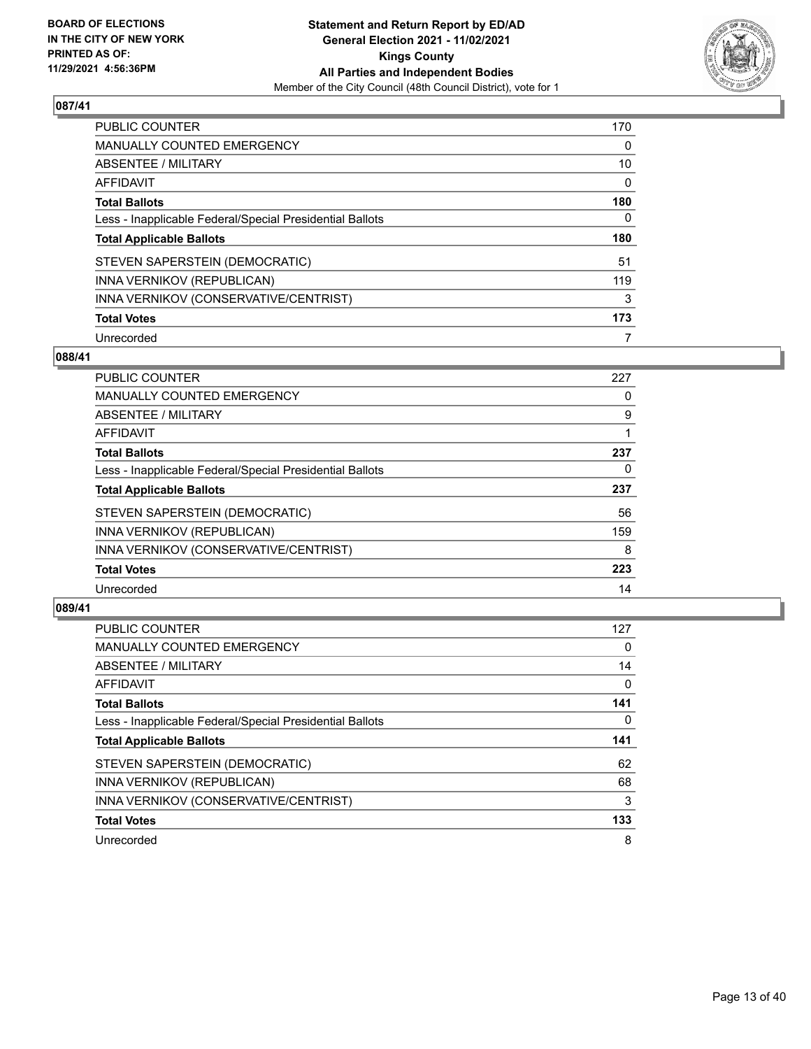**Statement and Return Report by ED/AD**
**General Election 2021 - 11/02/2021**
**Kings County**
**All Parties and Independent Bodies**
Member of the City Council (48th Council District), vote for 1

BOARD OF ELECTIONS
IN THE CITY OF NEW YORK
PRINTED AS OF:
11/29/2021 4:56:36PM

## 087/41

| | |
|---|---|
| PUBLIC COUNTER | 170 |
| MANUALLY COUNTED EMERGENCY | 0 |
| ABSENTEE / MILITARY | 10 |
| AFFIDAVIT | 0 |
| **Total Ballots** | **180** |
| Less - Inapplicable Federal/Special Presidential Ballots | 0 |
| **Total Applicable Ballots** | **180** |
| STEVEN SAPERSTEIN (DEMOCRATIC) | 51 |
| INNA VERNIKOV (REPUBLICAN) | 119 |
| INNA VERNIKOV (CONSERVATIVE/CENTRIST) | 3 |
| **Total Votes** | **173** |
| Unrecorded | 7 |

## 088/41

| | |
|---|---|
| PUBLIC COUNTER | 227 |
| MANUALLY COUNTED EMERGENCY | 0 |
| ABSENTEE / MILITARY | 9 |
| AFFIDAVIT | 1 |
| **Total Ballots** | **237** |
| Less - Inapplicable Federal/Special Presidential Ballots | 0 |
| **Total Applicable Ballots** | **237** |
| STEVEN SAPERSTEIN (DEMOCRATIC) | 56 |
| INNA VERNIKOV (REPUBLICAN) | 159 |
| INNA VERNIKOV (CONSERVATIVE/CENTRIST) | 8 |
| **Total Votes** | **223** |
| Unrecorded | 14 |

## 089/41

| | |
|---|---|
| PUBLIC COUNTER | 127 |
| MANUALLY COUNTED EMERGENCY | 0 |
| ABSENTEE / MILITARY | 14 |
| AFFIDAVIT | 0 |
| **Total Ballots** | **141** |
| Less - Inapplicable Federal/Special Presidential Ballots | 0 |
| **Total Applicable Ballots** | **141** |
| STEVEN SAPERSTEIN (DEMOCRATIC) | 62 |
| INNA VERNIKOV (REPUBLICAN) | 68 |
| INNA VERNIKOV (CONSERVATIVE/CENTRIST) | 3 |
| **Total Votes** | **133** |
| Unrecorded | 8 |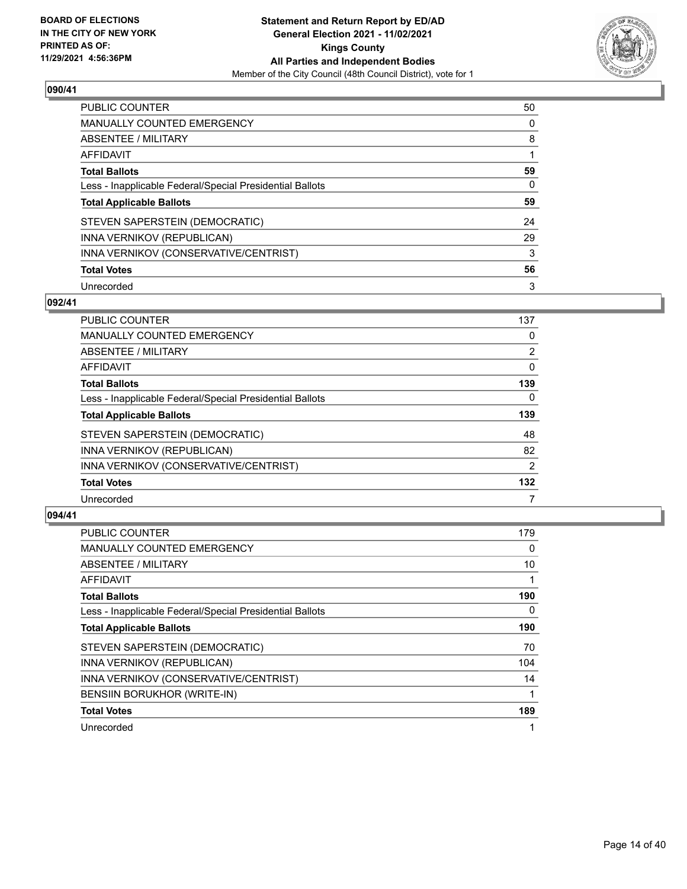**BOARD OF ELECTIONS IN THE CITY OF NEW YORK PRINTED AS OF: 11/29/2021 4:56:36PM**

**Statement and Return Report by ED/AD**
**General Election 2021 - 11/02/2021**
**Kings County**
**All Parties and Independent Bodies**
Member of the City Council (48th Council District), vote for 1

### 090/41

| | |
|---|---|
| PUBLIC COUNTER | 50 |
| MANUALLY COUNTED EMERGENCY | 0 |
| ABSENTEE / MILITARY | 8 |
| AFFIDAVIT | 1 |
| **Total Ballots** | **59** |
| Less - Inapplicable Federal/Special Presidential Ballots | 0 |
| **Total Applicable Ballots** | **59** |
| STEVEN SAPERSTEIN (DEMOCRATIC) | 24 |
| INNA VERNIKOV (REPUBLICAN) | 29 |
| INNA VERNIKOV (CONSERVATIVE/CENTRIST) | 3 |
| **Total Votes** | **56** |
| Unrecorded | 3 |

### 092/41

| | |
|---|---|
| PUBLIC COUNTER | 137 |
| MANUALLY COUNTED EMERGENCY | 0 |
| ABSENTEE / MILITARY | 2 |
| AFFIDAVIT | 0 |
| **Total Ballots** | **139** |
| Less - Inapplicable Federal/Special Presidential Ballots | 0 |
| **Total Applicable Ballots** | **139** |
| STEVEN SAPERSTEIN (DEMOCRATIC) | 48 |
| INNA VERNIKOV (REPUBLICAN) | 82 |
| INNA VERNIKOV (CONSERVATIVE/CENTRIST) | 2 |
| **Total Votes** | **132** |
| Unrecorded | 7 |

### 094/41

| | |
|---|---|
| PUBLIC COUNTER | 179 |
| MANUALLY COUNTED EMERGENCY | 0 |
| ABSENTEE / MILITARY | 10 |
| AFFIDAVIT | 1 |
| **Total Ballots** | **190** |
| Less - Inapplicable Federal/Special Presidential Ballots | 0 |
| **Total Applicable Ballots** | **190** |
| STEVEN SAPERSTEIN (DEMOCRATIC) | 70 |
| INNA VERNIKOV (REPUBLICAN) | 104 |
| INNA VERNIKOV (CONSERVATIVE/CENTRIST) | 14 |
| BENSIIN BORUKHOR (WRITE-IN) | 1 |
| **Total Votes** | **189** |
| Unrecorded | 1 |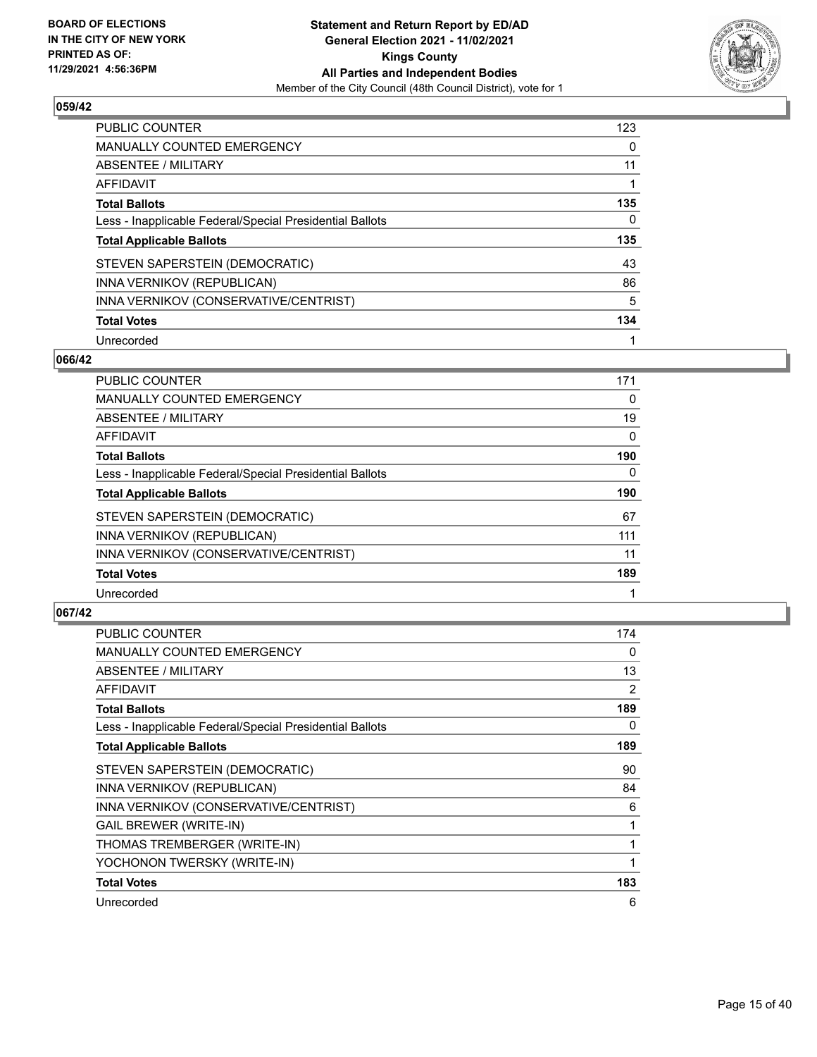**Statement and Return Report by ED/AD**
**General Election 2021 - 11/02/2021**
**Kings County**
**All Parties and Independent Bodies**
Member of the City Council (48th Council District), vote for 1

BOARD OF ELECTIONS IN THE CITY OF NEW YORK
PRINTED AS OF: 11/29/2021 4:56:36PM

### 059/42

| | |
|---|---|
| PUBLIC COUNTER | 123 |
| MANUALLY COUNTED EMERGENCY | 0 |
| ABSENTEE / MILITARY | 11 |
| AFFIDAVIT | 1 |
| **Total Ballots** | **135** |
| Less - Inapplicable Federal/Special Presidential Ballots | 0 |
| **Total Applicable Ballots** | **135** |
| STEVEN SAPERSTEIN (DEMOCRATIC) | 43 |
| INNA VERNIKOV (REPUBLICAN) | 86 |
| INNA VERNIKOV (CONSERVATIVE/CENTRIST) | 5 |
| **Total Votes** | **134** |
| Unrecorded | 1 |

### 066/42

| | |
|---|---|
| PUBLIC COUNTER | 171 |
| MANUALLY COUNTED EMERGENCY | 0 |
| ABSENTEE / MILITARY | 19 |
| AFFIDAVIT | 0 |
| **Total Ballots** | **190** |
| Less - Inapplicable Federal/Special Presidential Ballots | 0 |
| **Total Applicable Ballots** | **190** |
| STEVEN SAPERSTEIN (DEMOCRATIC) | 67 |
| INNA VERNIKOV (REPUBLICAN) | 111 |
| INNA VERNIKOV (CONSERVATIVE/CENTRIST) | 11 |
| **Total Votes** | **189** |
| Unrecorded | 1 |

### 067/42

| | |
|---|---|
| PUBLIC COUNTER | 174 |
| MANUALLY COUNTED EMERGENCY | 0 |
| ABSENTEE / MILITARY | 13 |
| AFFIDAVIT | 2 |
| **Total Ballots** | **189** |
| Less - Inapplicable Federal/Special Presidential Ballots | 0 |
| **Total Applicable Ballots** | **189** |
| STEVEN SAPERSTEIN (DEMOCRATIC) | 90 |
| INNA VERNIKOV (REPUBLICAN) | 84 |
| INNA VERNIKOV (CONSERVATIVE/CENTRIST) | 6 |
| GAIL BREWER (WRITE-IN) | 1 |
| THOMAS TREMBERGER (WRITE-IN) | 1 |
| YOCHONON TWERSKY (WRITE-IN) | 1 |
| **Total Votes** | **183** |
| Unrecorded | 6 |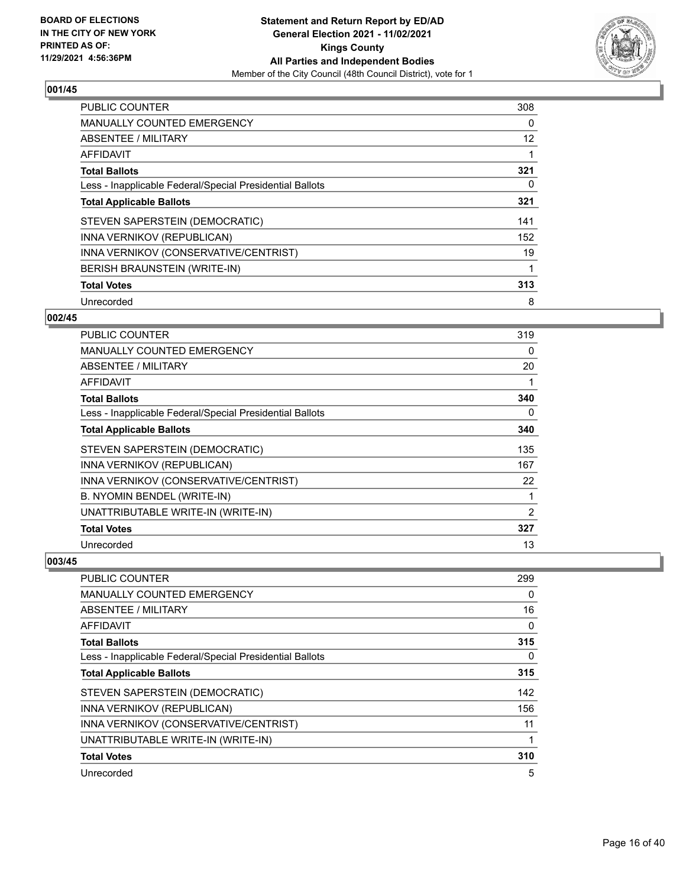**BOARD OF ELECTIONS IN THE CITY OF NEW YORK PRINTED AS OF: 11/29/2021 4:56:36PM**

**Statement and Return Report by ED/AD General Election 2021 - 11/02/2021 Kings County All Parties and Independent Bodies**
Member of the City Council (48th Council District), vote for 1

### 001/45

| | |
|---|---|
| PUBLIC COUNTER | 308 |
| MANUALLY COUNTED EMERGENCY | 0 |
| ABSENTEE / MILITARY | 12 |
| AFFIDAVIT | 1 |
| **Total Ballots** | **321** |
| Less - Inapplicable Federal/Special Presidential Ballots | 0 |
| **Total Applicable Ballots** | **321** |
| STEVEN SAPERSTEIN (DEMOCRATIC) | 141 |
| INNA VERNIKOV (REPUBLICAN) | 152 |
| INNA VERNIKOV (CONSERVATIVE/CENTRIST) | 19 |
| BERISH BRAUNSTEIN (WRITE-IN) | 1 |
| **Total Votes** | **313** |
| Unrecorded | 8 |

### 002/45

| | |
|---|---|
| PUBLIC COUNTER | 319 |
| MANUALLY COUNTED EMERGENCY | 0 |
| ABSENTEE / MILITARY | 20 |
| AFFIDAVIT | 1 |
| **Total Ballots** | **340** |
| Less - Inapplicable Federal/Special Presidential Ballots | 0 |
| **Total Applicable Ballots** | **340** |
| STEVEN SAPERSTEIN (DEMOCRATIC) | 135 |
| INNA VERNIKOV (REPUBLICAN) | 167 |
| INNA VERNIKOV (CONSERVATIVE/CENTRIST) | 22 |
| B. NYOMIN BENDEL (WRITE-IN) | 1 |
| UNATTRIBUTABLE WRITE-IN (WRITE-IN) | 2 |
| **Total Votes** | **327** |
| Unrecorded | 13 |

### 003/45

| | |
|---|---|
| PUBLIC COUNTER | 299 |
| MANUALLY COUNTED EMERGENCY | 0 |
| ABSENTEE / MILITARY | 16 |
| AFFIDAVIT | 0 |
| **Total Ballots** | **315** |
| Less - Inapplicable Federal/Special Presidential Ballots | 0 |
| **Total Applicable Ballots** | **315** |
| STEVEN SAPERSTEIN (DEMOCRATIC) | 142 |
| INNA VERNIKOV (REPUBLICAN) | 156 |
| INNA VERNIKOV (CONSERVATIVE/CENTRIST) | 11 |
| UNATTRIBUTABLE WRITE-IN (WRITE-IN) | 1 |
| **Total Votes** | **310** |
| Unrecorded | 5 |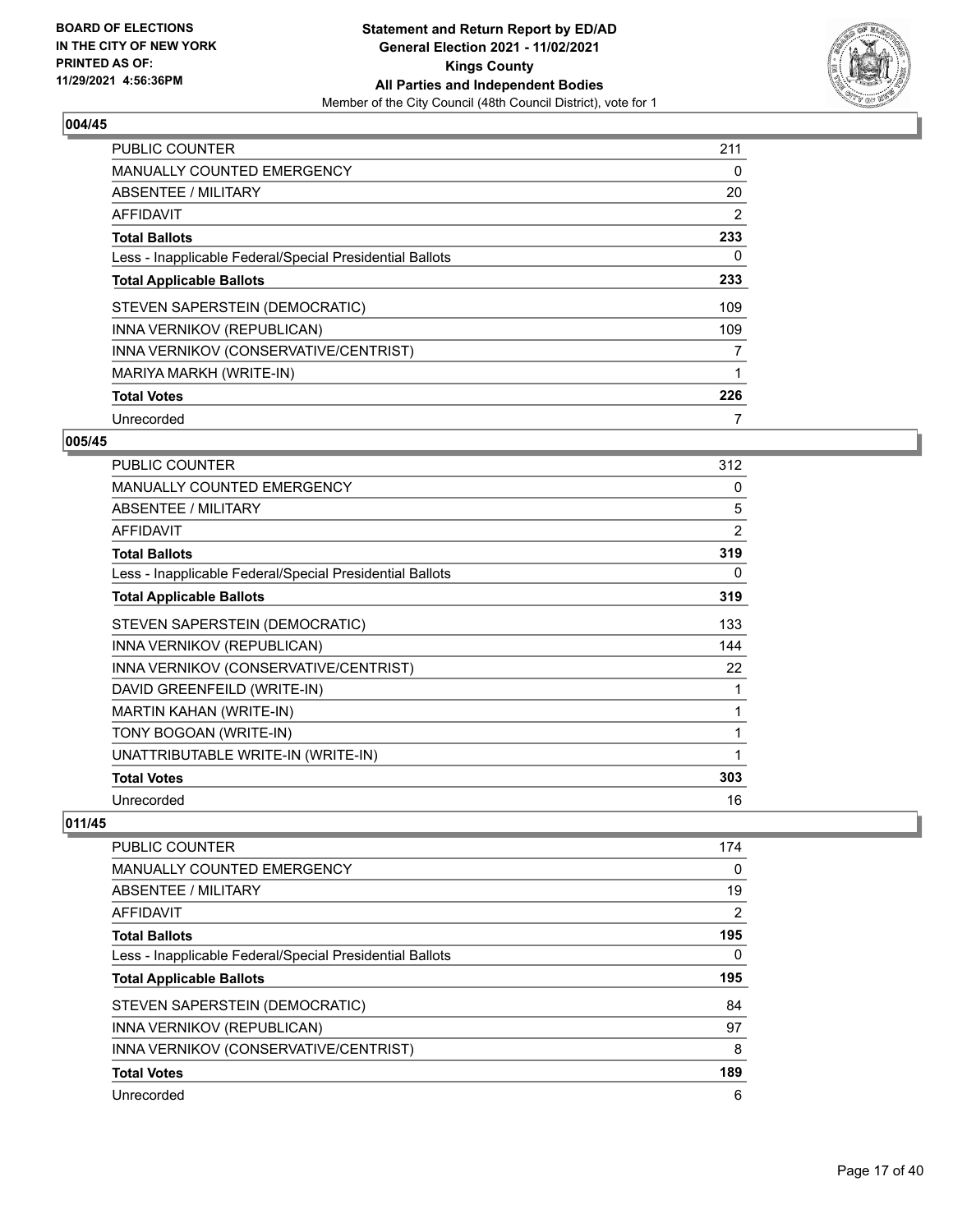## 004/45

| | |
|---|---|
| PUBLIC COUNTER | 211 |
| MANUALLY COUNTED EMERGENCY | 0 |
| ABSENTEE / MILITARY | 20 |
| AFFIDAVIT | 2 |
| **Total Ballots** | **233** |
| Less - Inapplicable Federal/Special Presidential Ballots | 0 |
| **Total Applicable Ballots** | **233** |
| STEVEN SAPERSTEIN (DEMOCRATIC) | 109 |
| INNA VERNIKOV (REPUBLICAN) | 109 |
| INNA VERNIKOV (CONSERVATIVE/CENTRIST) | 7 |
| MARIYA MARKH (WRITE-IN) | 1 |
| **Total Votes** | **226** |
| Unrecorded | 7 |

## 005/45

| | |
|---|---|
| PUBLIC COUNTER | 312 |
| MANUALLY COUNTED EMERGENCY | 0 |
| ABSENTEE / MILITARY | 5 |
| AFFIDAVIT | 2 |
| **Total Ballots** | **319** |
| Less - Inapplicable Federal/Special Presidential Ballots | 0 |
| **Total Applicable Ballots** | **319** |
| STEVEN SAPERSTEIN (DEMOCRATIC) | 133 |
| INNA VERNIKOV (REPUBLICAN) | 144 |
| INNA VERNIKOV (CONSERVATIVE/CENTRIST) | 22 |
| DAVID GREENFEILD (WRITE-IN) | 1 |
| MARTIN KAHAN (WRITE-IN) | 1 |
| TONY BOGOAN (WRITE-IN) | 1 |
| UNATTRIBUTABLE WRITE-IN (WRITE-IN) | 1 |
| **Total Votes** | **303** |
| Unrecorded | 16 |

## 011/45

| | |
|---|---|
| PUBLIC COUNTER | 174 |
| MANUALLY COUNTED EMERGENCY | 0 |
| ABSENTEE / MILITARY | 19 |
| AFFIDAVIT | 2 |
| **Total Ballots** | **195** |
| Less - Inapplicable Federal/Special Presidential Ballots | 0 |
| **Total Applicable Ballots** | **195** |
| STEVEN SAPERSTEIN (DEMOCRATIC) | 84 |
| INNA VERNIKOV (REPUBLICAN) | 97 |
| INNA VERNIKOV (CONSERVATIVE/CENTRIST) | 8 |
| **Total Votes** | **189** |
| Unrecorded | 6 |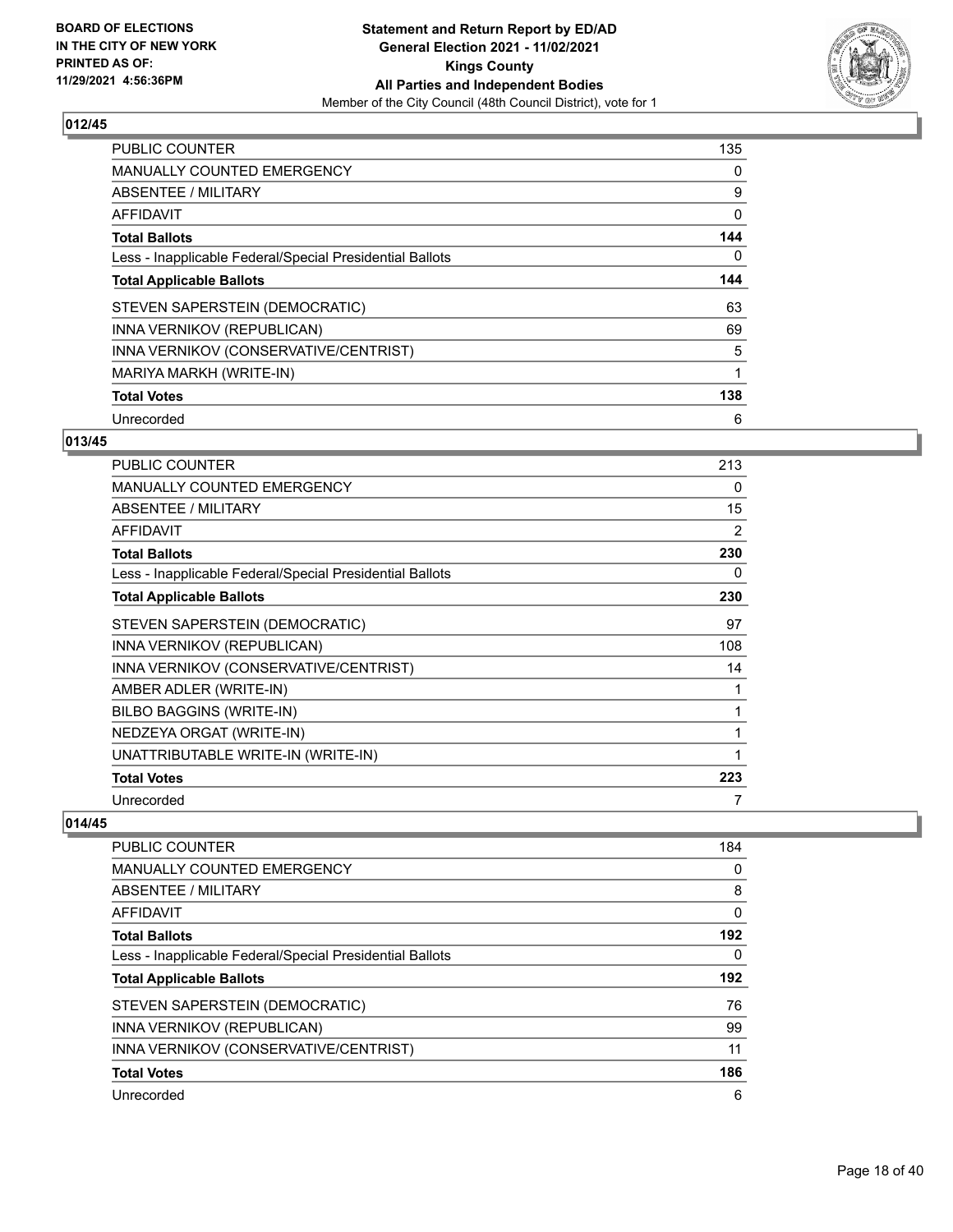**Statement and Return Report by ED/AD**
**General Election 2021 - 11/02/2021**
**Kings County**
**All Parties and Independent Bodies**
Member of the City Council (48th Council District), vote for 1

BOARD OF ELECTIONS IN THE CITY OF NEW YORK PRINTED AS OF: 11/29/2021 4:56:36PM

## 012/45

| | |
|---|---|
| PUBLIC COUNTER | 135 |
| MANUALLY COUNTED EMERGENCY | 0 |
| ABSENTEE / MILITARY | 9 |
| AFFIDAVIT | 0 |
| **Total Ballots** | **144** |
| Less - Inapplicable Federal/Special Presidential Ballots | 0 |
| **Total Applicable Ballots** | **144** |
| STEVEN SAPERSTEIN (DEMOCRATIC) | 63 |
| INNA VERNIKOV (REPUBLICAN) | 69 |
| INNA VERNIKOV (CONSERVATIVE/CENTRIST) | 5 |
| MARIYA MARKH (WRITE-IN) | 1 |
| **Total Votes** | **138** |
| Unrecorded | 6 |

## 013/45

| | |
|---|---|
| PUBLIC COUNTER | 213 |
| MANUALLY COUNTED EMERGENCY | 0 |
| ABSENTEE / MILITARY | 15 |
| AFFIDAVIT | 2 |
| **Total Ballots** | **230** |
| Less - Inapplicable Federal/Special Presidential Ballots | 0 |
| **Total Applicable Ballots** | **230** |
| STEVEN SAPERSTEIN (DEMOCRATIC) | 97 |
| INNA VERNIKOV (REPUBLICAN) | 108 |
| INNA VERNIKOV (CONSERVATIVE/CENTRIST) | 14 |
| AMBER ADLER (WRITE-IN) | 1 |
| BILBO BAGGINS (WRITE-IN) | 1 |
| NEDZEYA ORGAT (WRITE-IN) | 1 |
| UNATTRIBUTABLE WRITE-IN (WRITE-IN) | 1 |
| **Total Votes** | **223** |
| Unrecorded | 7 |

## 014/45

| | |
|---|---|
| PUBLIC COUNTER | 184 |
| MANUALLY COUNTED EMERGENCY | 0 |
| ABSENTEE / MILITARY | 8 |
| AFFIDAVIT | 0 |
| **Total Ballots** | **192** |
| Less - Inapplicable Federal/Special Presidential Ballots | 0 |
| **Total Applicable Ballots** | **192** |
| STEVEN SAPERSTEIN (DEMOCRATIC) | 76 |
| INNA VERNIKOV (REPUBLICAN) | 99 |
| INNA VERNIKOV (CONSERVATIVE/CENTRIST) | 11 |
| **Total Votes** | **186** |
| Unrecorded | 6 |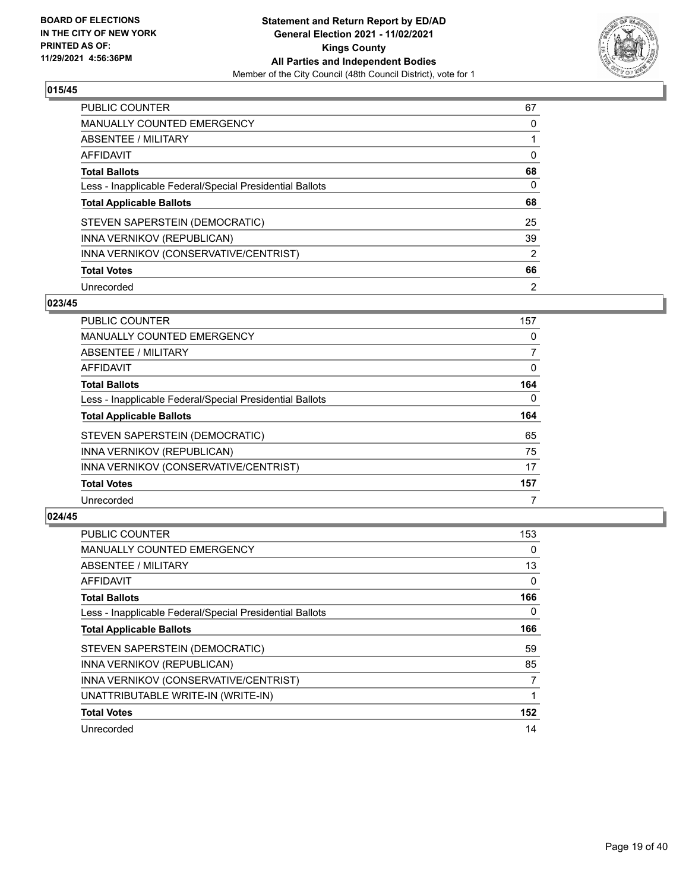**BOARD OF ELECTIONS IN THE CITY OF NEW YORK PRINTED AS OF: 11/29/2021 4:56:36PM**

**Statement and Return Report by ED/AD General Election 2021 - 11/02/2021 Kings County All Parties and Independent Bodies**
Member of the City Council (48th Council District), vote for 1

## 015/45

| | |
|---|---|
| PUBLIC COUNTER | 67 |
| MANUALLY COUNTED EMERGENCY | 0 |
| ABSENTEE / MILITARY | 1 |
| AFFIDAVIT | 0 |
| **Total Ballots** | **68** |
| Less - Inapplicable Federal/Special Presidential Ballots | 0 |
| **Total Applicable Ballots** | **68** |
| STEVEN SAPERSTEIN (DEMOCRATIC) | 25 |
| INNA VERNIKOV (REPUBLICAN) | 39 |
| INNA VERNIKOV (CONSERVATIVE/CENTRIST) | 2 |
| **Total Votes** | **66** |
| Unrecorded | 2 |

## 023/45

| | |
|---|---|
| PUBLIC COUNTER | 157 |
| MANUALLY COUNTED EMERGENCY | 0 |
| ABSENTEE / MILITARY | 7 |
| AFFIDAVIT | 0 |
| **Total Ballots** | **164** |
| Less - Inapplicable Federal/Special Presidential Ballots | 0 |
| **Total Applicable Ballots** | **164** |
| STEVEN SAPERSTEIN (DEMOCRATIC) | 65 |
| INNA VERNIKOV (REPUBLICAN) | 75 |
| INNA VERNIKOV (CONSERVATIVE/CENTRIST) | 17 |
| **Total Votes** | **157** |
| Unrecorded | 7 |

## 024/45

| | |
|---|---|
| PUBLIC COUNTER | 153 |
| MANUALLY COUNTED EMERGENCY | 0 |
| ABSENTEE / MILITARY | 13 |
| AFFIDAVIT | 0 |
| **Total Ballots** | **166** |
| Less - Inapplicable Federal/Special Presidential Ballots | 0 |
| **Total Applicable Ballots** | **166** |
| STEVEN SAPERSTEIN (DEMOCRATIC) | 59 |
| INNA VERNIKOV (REPUBLICAN) | 85 |
| INNA VERNIKOV (CONSERVATIVE/CENTRIST) | 7 |
| UNATTRIBUTABLE WRITE-IN (WRITE-IN) | 1 |
| **Total Votes** | **152** |
| Unrecorded | 14 |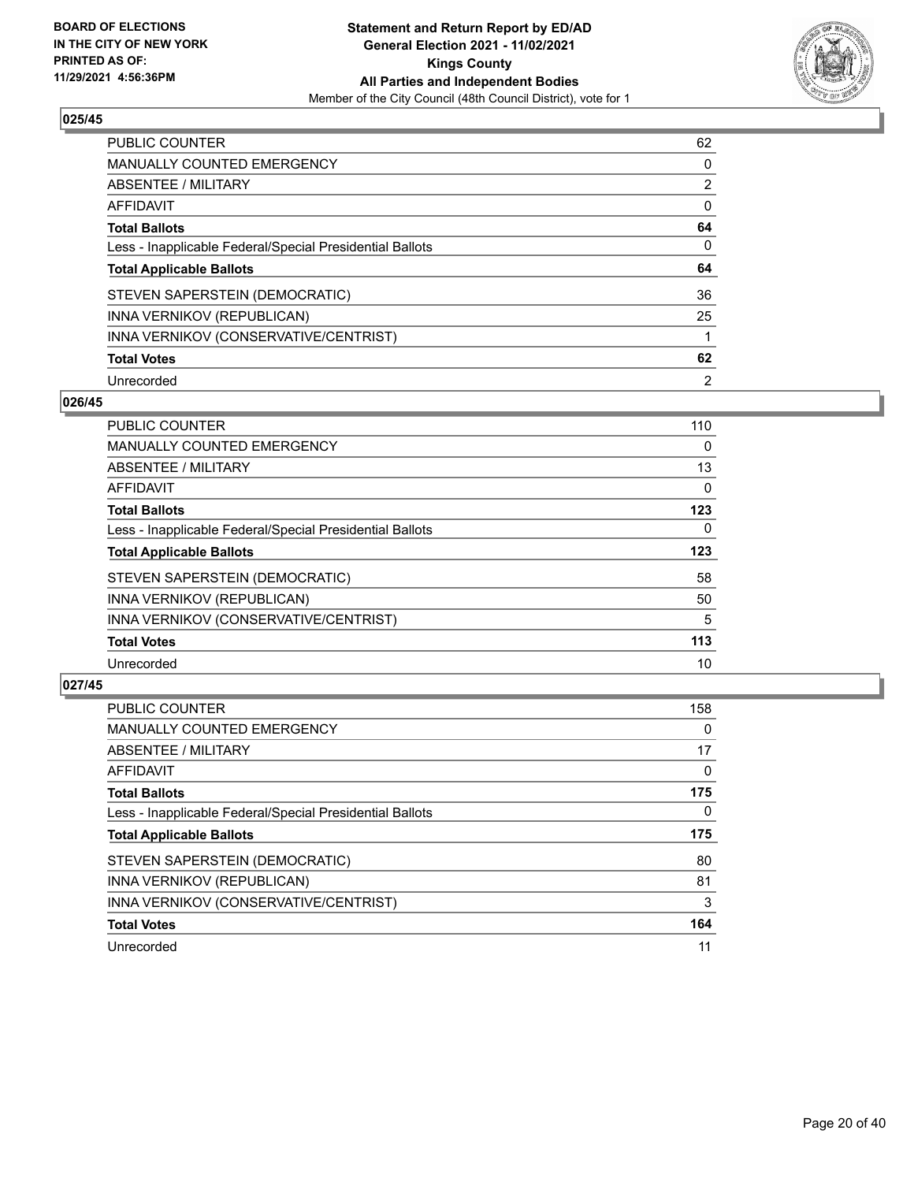BOARD OF ELECTIONS
IN THE CITY OF NEW YORK
PRINTED AS OF:
11/29/2021 4:56:36PM

**Statement and Return Report by ED/AD**
**General Election 2021 - 11/02/2021**
**Kings County**
**All Parties and Independent Bodies**
Member of the City Council (48th Council District), vote for 1

## 025/45

| | |
|---|---|
| PUBLIC COUNTER | 62 |
| MANUALLY COUNTED EMERGENCY | 0 |
| ABSENTEE / MILITARY | 2 |
| AFFIDAVIT | 0 |
| **Total Ballots** | **64** |
| Less - Inapplicable Federal/Special Presidential Ballots | 0 |
| **Total Applicable Ballots** | **64** |
| STEVEN SAPERSTEIN (DEMOCRATIC) | 36 |
| INNA VERNIKOV (REPUBLICAN) | 25 |
| INNA VERNIKOV (CONSERVATIVE/CENTRIST) | 1 |
| **Total Votes** | **62** |
| Unrecorded | 2 |

## 026/45

| | |
|---|---|
| PUBLIC COUNTER | 110 |
| MANUALLY COUNTED EMERGENCY | 0 |
| ABSENTEE / MILITARY | 13 |
| AFFIDAVIT | 0 |
| **Total Ballots** | **123** |
| Less - Inapplicable Federal/Special Presidential Ballots | 0 |
| **Total Applicable Ballots** | **123** |
| STEVEN SAPERSTEIN (DEMOCRATIC) | 58 |
| INNA VERNIKOV (REPUBLICAN) | 50 |
| INNA VERNIKOV (CONSERVATIVE/CENTRIST) | 5 |
| **Total Votes** | **113** |
| Unrecorded | 10 |

## 027/45

| | |
|---|---|
| PUBLIC COUNTER | 158 |
| MANUALLY COUNTED EMERGENCY | 0 |
| ABSENTEE / MILITARY | 17 |
| AFFIDAVIT | 0 |
| **Total Ballots** | **175** |
| Less - Inapplicable Federal/Special Presidential Ballots | 0 |
| **Total Applicable Ballots** | **175** |
| STEVEN SAPERSTEIN (DEMOCRATIC) | 80 |
| INNA VERNIKOV (REPUBLICAN) | 81 |
| INNA VERNIKOV (CONSERVATIVE/CENTRIST) | 3 |
| **Total Votes** | **164** |
| Unrecorded | 11 |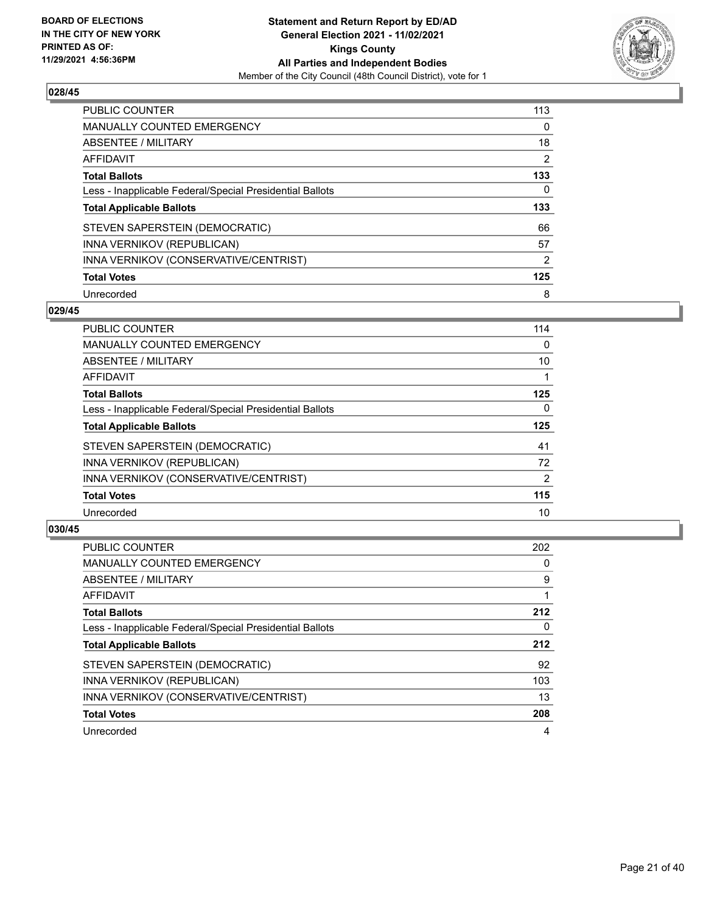## 028/45

| | |
|---|---|
| PUBLIC COUNTER | 113 |
| MANUALLY COUNTED EMERGENCY | 0 |
| ABSENTEE / MILITARY | 18 |
| AFFIDAVIT | 2 |
| **Total Ballots** | **133** |
| Less - Inapplicable Federal/Special Presidential Ballots | 0 |
| **Total Applicable Ballots** | **133** |
| STEVEN SAPERSTEIN (DEMOCRATIC) | 66 |
| INNA VERNIKOV (REPUBLICAN) | 57 |
| INNA VERNIKOV (CONSERVATIVE/CENTRIST) | 2 |
| **Total Votes** | **125** |
| Unrecorded | 8 |

## 029/45

| | |
|---|---|
| PUBLIC COUNTER | 114 |
| MANUALLY COUNTED EMERGENCY | 0 |
| ABSENTEE / MILITARY | 10 |
| AFFIDAVIT | 1 |
| **Total Ballots** | **125** |
| Less - Inapplicable Federal/Special Presidential Ballots | 0 |
| **Total Applicable Ballots** | **125** |
| STEVEN SAPERSTEIN (DEMOCRATIC) | 41 |
| INNA VERNIKOV (REPUBLICAN) | 72 |
| INNA VERNIKOV (CONSERVATIVE/CENTRIST) | 2 |
| **Total Votes** | **115** |
| Unrecorded | 10 |

## 030/45

| | |
|---|---|
| PUBLIC COUNTER | 202 |
| MANUALLY COUNTED EMERGENCY | 0 |
| ABSENTEE / MILITARY | 9 |
| AFFIDAVIT | 1 |
| **Total Ballots** | **212** |
| Less - Inapplicable Federal/Special Presidential Ballots | 0 |
| **Total Applicable Ballots** | **212** |
| STEVEN SAPERSTEIN (DEMOCRATIC) | 92 |
| INNA VERNIKOV (REPUBLICAN) | 103 |
| INNA VERNIKOV (CONSERVATIVE/CENTRIST) | 13 |
| **Total Votes** | **208** |
| Unrecorded | 4 |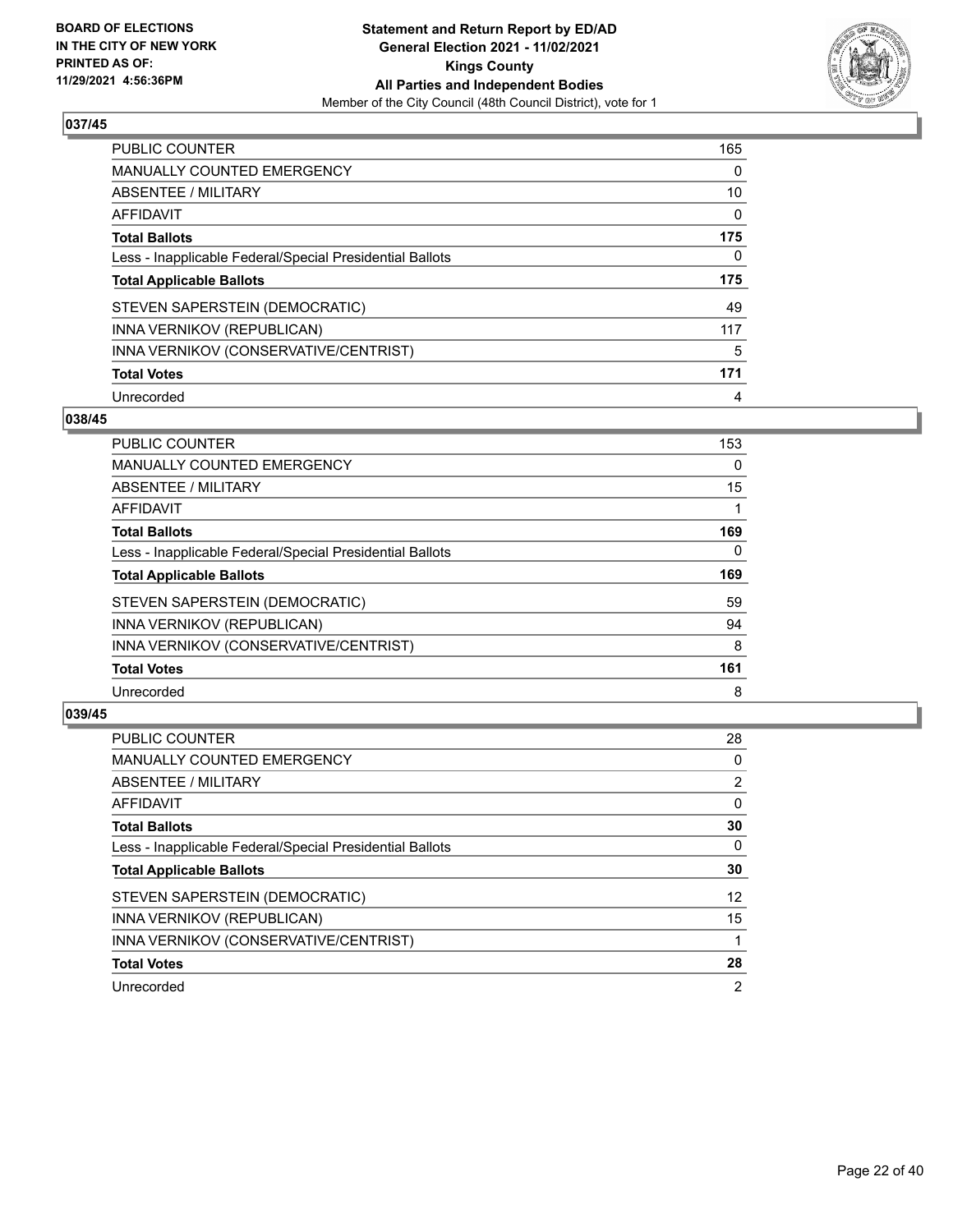**BOARD OF ELECTIONS IN THE CITY OF NEW YORK PRINTED AS OF: 11/29/2021 4:56:36PM**

**Statement and Return Report by ED/AD General Election 2021 - 11/02/2021 Kings County All Parties and Independent Bodies**

Member of the City Council (48th Council District), vote for 1

### 037/45

| | |
|---|---|
| PUBLIC COUNTER | 165 |
| MANUALLY COUNTED EMERGENCY | 0 |
| ABSENTEE / MILITARY | 10 |
| AFFIDAVIT | 0 |
| **Total Ballots** | **175** |
| Less - Inapplicable Federal/Special Presidential Ballots | 0 |
| **Total Applicable Ballots** | **175** |
| STEVEN SAPERSTEIN (DEMOCRATIC) | 49 |
| INNA VERNIKOV (REPUBLICAN) | 117 |
| INNA VERNIKOV (CONSERVATIVE/CENTRIST) | 5 |
| **Total Votes** | **171** |
| Unrecorded | 4 |

### 038/45

| | |
|---|---|
| PUBLIC COUNTER | 153 |
| MANUALLY COUNTED EMERGENCY | 0 |
| ABSENTEE / MILITARY | 15 |
| AFFIDAVIT | 1 |
| **Total Ballots** | **169** |
| Less - Inapplicable Federal/Special Presidential Ballots | 0 |
| **Total Applicable Ballots** | **169** |
| STEVEN SAPERSTEIN (DEMOCRATIC) | 59 |
| INNA VERNIKOV (REPUBLICAN) | 94 |
| INNA VERNIKOV (CONSERVATIVE/CENTRIST) | 8 |
| **Total Votes** | **161** |
| Unrecorded | 8 |

### 039/45

| | |
|---|---|
| PUBLIC COUNTER | 28 |
| MANUALLY COUNTED EMERGENCY | 0 |
| ABSENTEE / MILITARY | 2 |
| AFFIDAVIT | 0 |
| **Total Ballots** | **30** |
| Less - Inapplicable Federal/Special Presidential Ballots | 0 |
| **Total Applicable Ballots** | **30** |
| STEVEN SAPERSTEIN (DEMOCRATIC) | 12 |
| INNA VERNIKOV (REPUBLICAN) | 15 |
| INNA VERNIKOV (CONSERVATIVE/CENTRIST) | 1 |
| **Total Votes** | **28** |
| Unrecorded | 2 |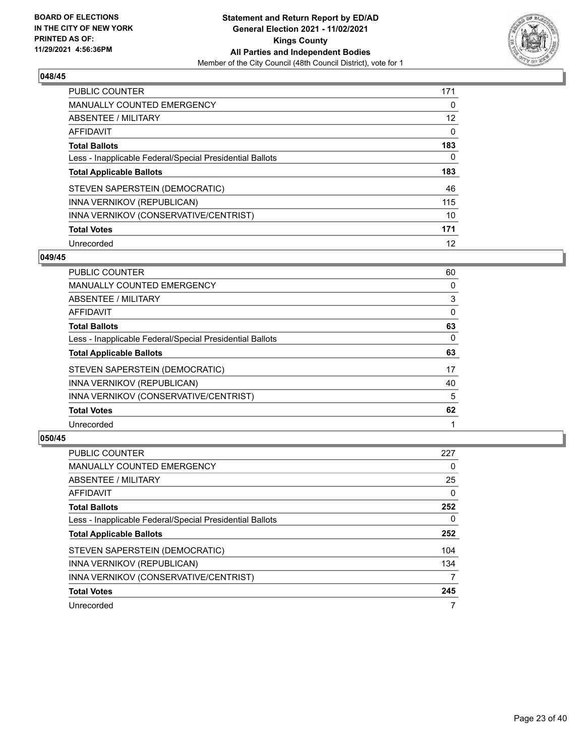BOARD OF ELECTIONS
IN THE CITY OF NEW YORK
PRINTED AS OF:
11/29/2021 4:56:36PM

**Statement and Return Report by ED/AD**
**General Election 2021 - 11/02/2021**
**Kings County**
**All Parties and Independent Bodies**
Member of the City Council (48th Council District), vote for 1

## 048/45

| | |
|---|---|
| PUBLIC COUNTER | 171 |
| MANUALLY COUNTED EMERGENCY | 0 |
| ABSENTEE / MILITARY | 12 |
| AFFIDAVIT | 0 |
| **Total Ballots** | **183** |
| Less - Inapplicable Federal/Special Presidential Ballots | 0 |
| **Total Applicable Ballots** | **183** |
| STEVEN SAPERSTEIN (DEMOCRATIC) | 46 |
| INNA VERNIKOV (REPUBLICAN) | 115 |
| INNA VERNIKOV (CONSERVATIVE/CENTRIST) | 10 |
| **Total Votes** | **171** |
| Unrecorded | 12 |

## 049/45

| | |
|---|---|
| PUBLIC COUNTER | 60 |
| MANUALLY COUNTED EMERGENCY | 0 |
| ABSENTEE / MILITARY | 3 |
| AFFIDAVIT | 0 |
| **Total Ballots** | **63** |
| Less - Inapplicable Federal/Special Presidential Ballots | 0 |
| **Total Applicable Ballots** | **63** |
| STEVEN SAPERSTEIN (DEMOCRATIC) | 17 |
| INNA VERNIKOV (REPUBLICAN) | 40 |
| INNA VERNIKOV (CONSERVATIVE/CENTRIST) | 5 |
| **Total Votes** | **62** |
| Unrecorded | 1 |

## 050/45

| | |
|---|---|
| PUBLIC COUNTER | 227 |
| MANUALLY COUNTED EMERGENCY | 0 |
| ABSENTEE / MILITARY | 25 |
| AFFIDAVIT | 0 |
| **Total Ballots** | **252** |
| Less - Inapplicable Federal/Special Presidential Ballots | 0 |
| **Total Applicable Ballots** | **252** |
| STEVEN SAPERSTEIN (DEMOCRATIC) | 104 |
| INNA VERNIKOV (REPUBLICAN) | 134 |
| INNA VERNIKOV (CONSERVATIVE/CENTRIST) | 7 |
| **Total Votes** | **245** |
| Unrecorded | 7 |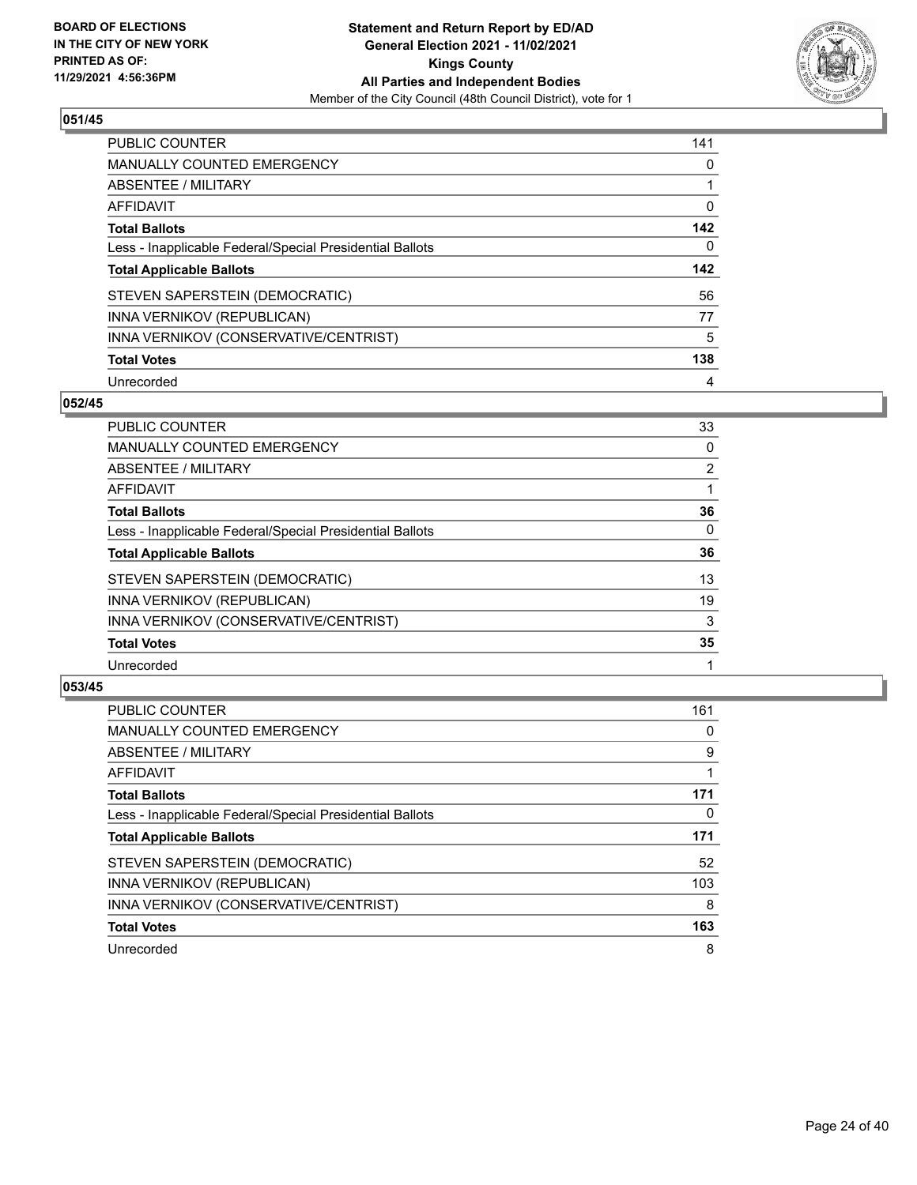**BOARD OF ELECTIONS IN THE CITY OF NEW YORK PRINTED AS OF: 11/29/2021 4:56:36PM**

**Statement and Return Report by ED/AD**
**General Election 2021 - 11/02/2021**
**Kings County**
**All Parties and Independent Bodies**
Member of the City Council (48th Council District), vote for 1

### 051/45

| | |
|---|---|
| PUBLIC COUNTER | 141 |
| MANUALLY COUNTED EMERGENCY | 0 |
| ABSENTEE / MILITARY | 1 |
| AFFIDAVIT | 0 |
| **Total Ballots** | **142** |
| Less - Inapplicable Federal/Special Presidential Ballots | 0 |
| **Total Applicable Ballots** | **142** |
| STEVEN SAPERSTEIN (DEMOCRATIC) | 56 |
| INNA VERNIKOV (REPUBLICAN) | 77 |
| INNA VERNIKOV (CONSERVATIVE/CENTRIST) | 5 |
| **Total Votes** | **138** |
| Unrecorded | 4 |

### 052/45

| | |
|---|---|
| PUBLIC COUNTER | 33 |
| MANUALLY COUNTED EMERGENCY | 0 |
| ABSENTEE / MILITARY | 2 |
| AFFIDAVIT | 1 |
| **Total Ballots** | **36** |
| Less - Inapplicable Federal/Special Presidential Ballots | 0 |
| **Total Applicable Ballots** | **36** |
| STEVEN SAPERSTEIN (DEMOCRATIC) | 13 |
| INNA VERNIKOV (REPUBLICAN) | 19 |
| INNA VERNIKOV (CONSERVATIVE/CENTRIST) | 3 |
| **Total Votes** | **35** |
| Unrecorded | 1 |

### 053/45

| | |
|---|---|
| PUBLIC COUNTER | 161 |
| MANUALLY COUNTED EMERGENCY | 0 |
| ABSENTEE / MILITARY | 9 |
| AFFIDAVIT | 1 |
| **Total Ballots** | **171** |
| Less - Inapplicable Federal/Special Presidential Ballots | 0 |
| **Total Applicable Ballots** | **171** |
| STEVEN SAPERSTEIN (DEMOCRATIC) | 52 |
| INNA VERNIKOV (REPUBLICAN) | 103 |
| INNA VERNIKOV (CONSERVATIVE/CENTRIST) | 8 |
| **Total Votes** | **163** |
| Unrecorded | 8 |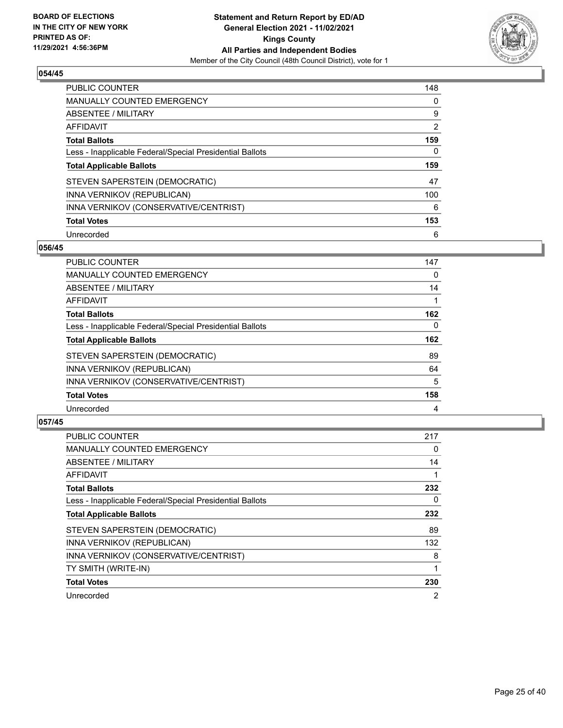**BOARD OF ELECTIONS IN THE CITY OF NEW YORK PRINTED AS OF: 11/29/2021 4:56:36PM**

**Statement and Return Report by ED/AD General Election 2021 - 11/02/2021 Kings County All Parties and Independent Bodies**

Member of the City Council (48th Council District), vote for 1

### 054/45

| | |
|---|---|
| PUBLIC COUNTER | 148 |
| MANUALLY COUNTED EMERGENCY | 0 |
| ABSENTEE / MILITARY | 9 |
| AFFIDAVIT | 2 |
| **Total Ballots** | **159** |
| Less - Inapplicable Federal/Special Presidential Ballots | 0 |
| **Total Applicable Ballots** | **159** |
| STEVEN SAPERSTEIN (DEMOCRATIC) | 47 |
| INNA VERNIKOV (REPUBLICAN) | 100 |
| INNA VERNIKOV (CONSERVATIVE/CENTRIST) | 6 |
| **Total Votes** | **153** |
| Unrecorded | 6 |

### 056/45

| | |
|---|---|
| PUBLIC COUNTER | 147 |
| MANUALLY COUNTED EMERGENCY | 0 |
| ABSENTEE / MILITARY | 14 |
| AFFIDAVIT | 1 |
| **Total Ballots** | **162** |
| Less - Inapplicable Federal/Special Presidential Ballots | 0 |
| **Total Applicable Ballots** | **162** |
| STEVEN SAPERSTEIN (DEMOCRATIC) | 89 |
| INNA VERNIKOV (REPUBLICAN) | 64 |
| INNA VERNIKOV (CONSERVATIVE/CENTRIST) | 5 |
| **Total Votes** | **158** |
| Unrecorded | 4 |

### 057/45

| | |
|---|---|
| PUBLIC COUNTER | 217 |
| MANUALLY COUNTED EMERGENCY | 0 |
| ABSENTEE / MILITARY | 14 |
| AFFIDAVIT | 1 |
| **Total Ballots** | **232** |
| Less - Inapplicable Federal/Special Presidential Ballots | 0 |
| **Total Applicable Ballots** | **232** |
| STEVEN SAPERSTEIN (DEMOCRATIC) | 89 |
| INNA VERNIKOV (REPUBLICAN) | 132 |
| INNA VERNIKOV (CONSERVATIVE/CENTRIST) | 8 |
| TY SMITH (WRITE-IN) | 1 |
| **Total Votes** | **230** |
| Unrecorded | 2 |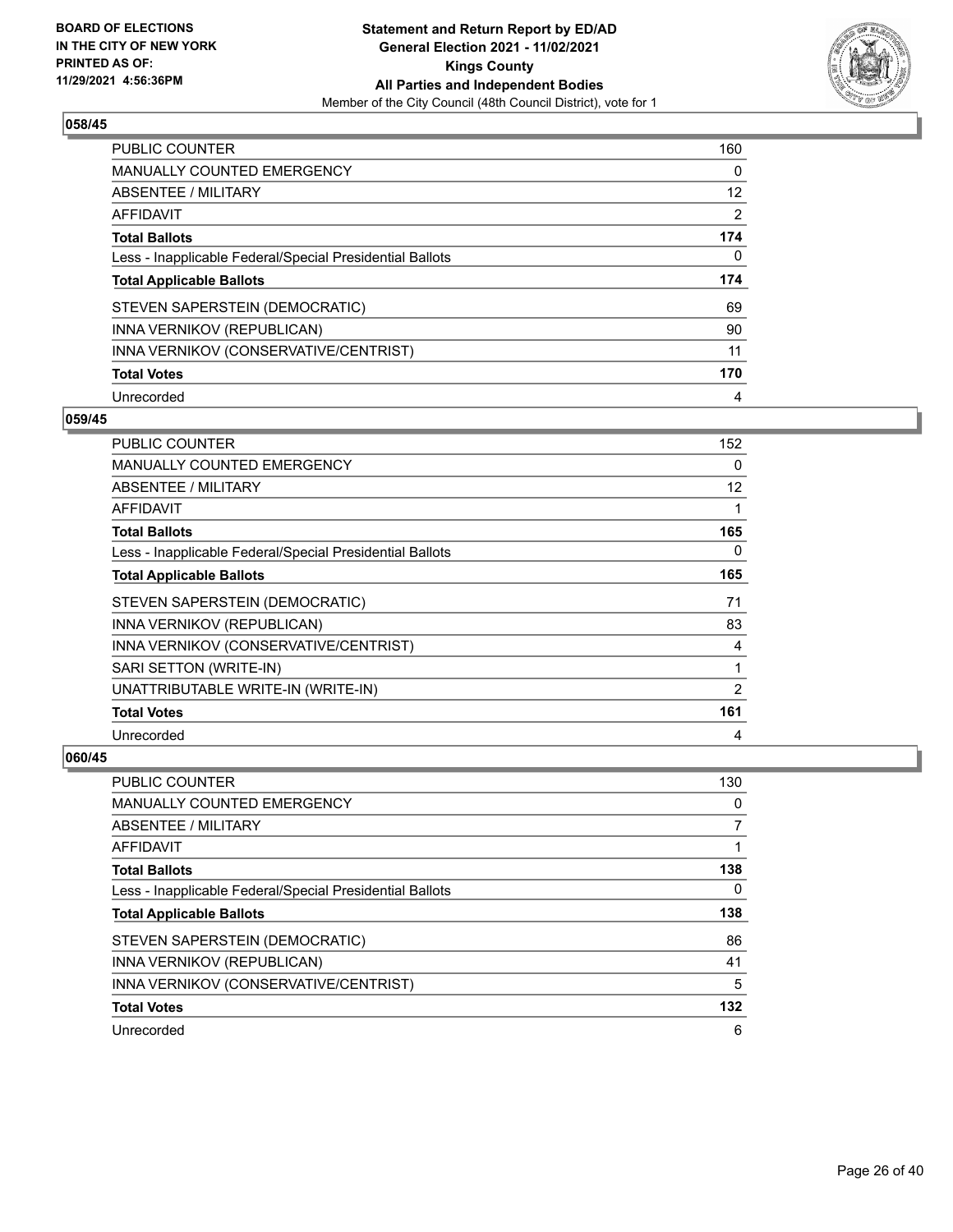BOARD OF ELECTIONS
IN THE CITY OF NEW YORK
PRINTED AS OF:
11/29/2021 4:56:36PM

**Statement and Return Report by ED/AD**
**General Election 2021 - 11/02/2021**
**Kings County**
**All Parties and Independent Bodies**
Member of the City Council (48th Council District), vote for 1

## 058/45

| | |
|---|---|
| PUBLIC COUNTER | 160 |
| MANUALLY COUNTED EMERGENCY | 0 |
| ABSENTEE / MILITARY | 12 |
| AFFIDAVIT | 2 |
| **Total Ballots** | **174** |
| Less - Inapplicable Federal/Special Presidential Ballots | 0 |
| **Total Applicable Ballots** | **174** |
| STEVEN SAPERSTEIN (DEMOCRATIC) | 69 |
| INNA VERNIKOV (REPUBLICAN) | 90 |
| INNA VERNIKOV (CONSERVATIVE/CENTRIST) | 11 |
| **Total Votes** | **170** |
| Unrecorded | 4 |

## 059/45

| | |
|---|---|
| PUBLIC COUNTER | 152 |
| MANUALLY COUNTED EMERGENCY | 0 |
| ABSENTEE / MILITARY | 12 |
| AFFIDAVIT | 1 |
| **Total Ballots** | **165** |
| Less - Inapplicable Federal/Special Presidential Ballots | 0 |
| **Total Applicable Ballots** | **165** |
| STEVEN SAPERSTEIN (DEMOCRATIC) | 71 |
| INNA VERNIKOV (REPUBLICAN) | 83 |
| INNA VERNIKOV (CONSERVATIVE/CENTRIST) | 4 |
| SARI SETTON (WRITE-IN) | 1 |
| UNATTRIBUTABLE WRITE-IN (WRITE-IN) | 2 |
| **Total Votes** | **161** |
| Unrecorded | 4 |

## 060/45

| | |
|---|---|
| PUBLIC COUNTER | 130 |
| MANUALLY COUNTED EMERGENCY | 0 |
| ABSENTEE / MILITARY | 7 |
| AFFIDAVIT | 1 |
| **Total Ballots** | **138** |
| Less - Inapplicable Federal/Special Presidential Ballots | 0 |
| **Total Applicable Ballots** | **138** |
| STEVEN SAPERSTEIN (DEMOCRATIC) | 86 |
| INNA VERNIKOV (REPUBLICAN) | 41 |
| INNA VERNIKOV (CONSERVATIVE/CENTRIST) | 5 |
| **Total Votes** | **132** |
| Unrecorded | 6 |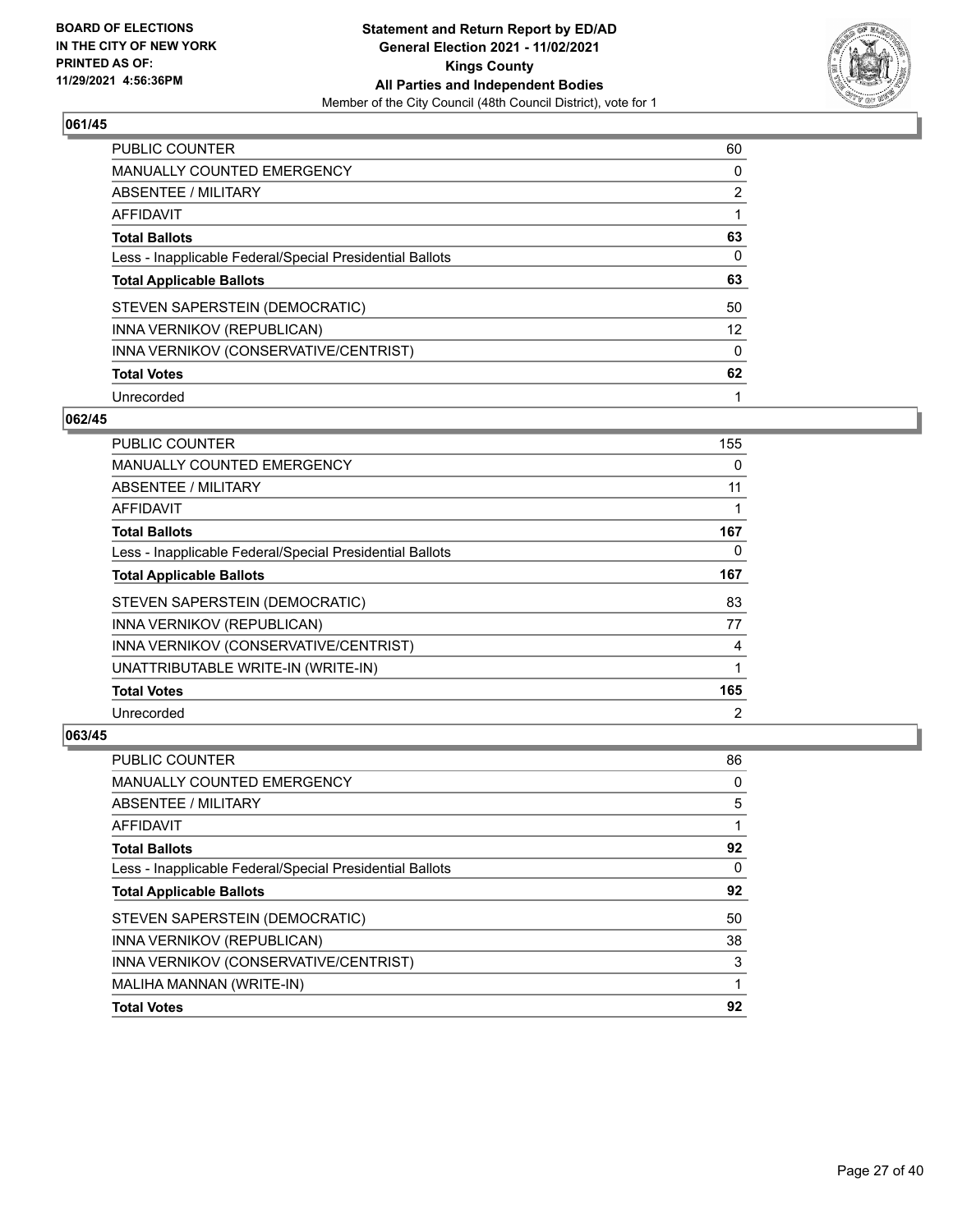**BOARD OF ELECTIONS IN THE CITY OF NEW YORK PRINTED AS OF: 11/29/2021 4:56:36PM**

**Statement and Return Report by ED/AD General Election 2021 - 11/02/2021 Kings County All Parties and Independent Bodies**
Member of the City Council (48th Council District), vote for 1

## 061/45

| | |
|---|---|
| PUBLIC COUNTER | 60 |
| MANUALLY COUNTED EMERGENCY | 0 |
| ABSENTEE / MILITARY | 2 |
| AFFIDAVIT | 1 |
| **Total Ballots** | **63** |
| Less - Inapplicable Federal/Special Presidential Ballots | 0 |
| **Total Applicable Ballots** | **63** |
| STEVEN SAPERSTEIN (DEMOCRATIC) | 50 |
| INNA VERNIKOV (REPUBLICAN) | 12 |
| INNA VERNIKOV (CONSERVATIVE/CENTRIST) | 0 |
| **Total Votes** | **62** |
| Unrecorded | 1 |

## 062/45

| | |
|---|---|
| PUBLIC COUNTER | 155 |
| MANUALLY COUNTED EMERGENCY | 0 |
| ABSENTEE / MILITARY | 11 |
| AFFIDAVIT | 1 |
| **Total Ballots** | **167** |
| Less - Inapplicable Federal/Special Presidential Ballots | 0 |
| **Total Applicable Ballots** | **167** |
| STEVEN SAPERSTEIN (DEMOCRATIC) | 83 |
| INNA VERNIKOV (REPUBLICAN) | 77 |
| INNA VERNIKOV (CONSERVATIVE/CENTRIST) | 4 |
| UNATTRIBUTABLE WRITE-IN (WRITE-IN) | 1 |
| **Total Votes** | **165** |
| Unrecorded | 2 |

## 063/45

| | |
|---|---|
| PUBLIC COUNTER | 86 |
| MANUALLY COUNTED EMERGENCY | 0 |
| ABSENTEE / MILITARY | 5 |
| AFFIDAVIT | 1 |
| **Total Ballots** | **92** |
| Less - Inapplicable Federal/Special Presidential Ballots | 0 |
| **Total Applicable Ballots** | **92** |
| STEVEN SAPERSTEIN (DEMOCRATIC) | 50 |
| INNA VERNIKOV (REPUBLICAN) | 38 |
| INNA VERNIKOV (CONSERVATIVE/CENTRIST) | 3 |
| MALIHA MANNAN (WRITE-IN) | 1 |
| **Total Votes** | **92** |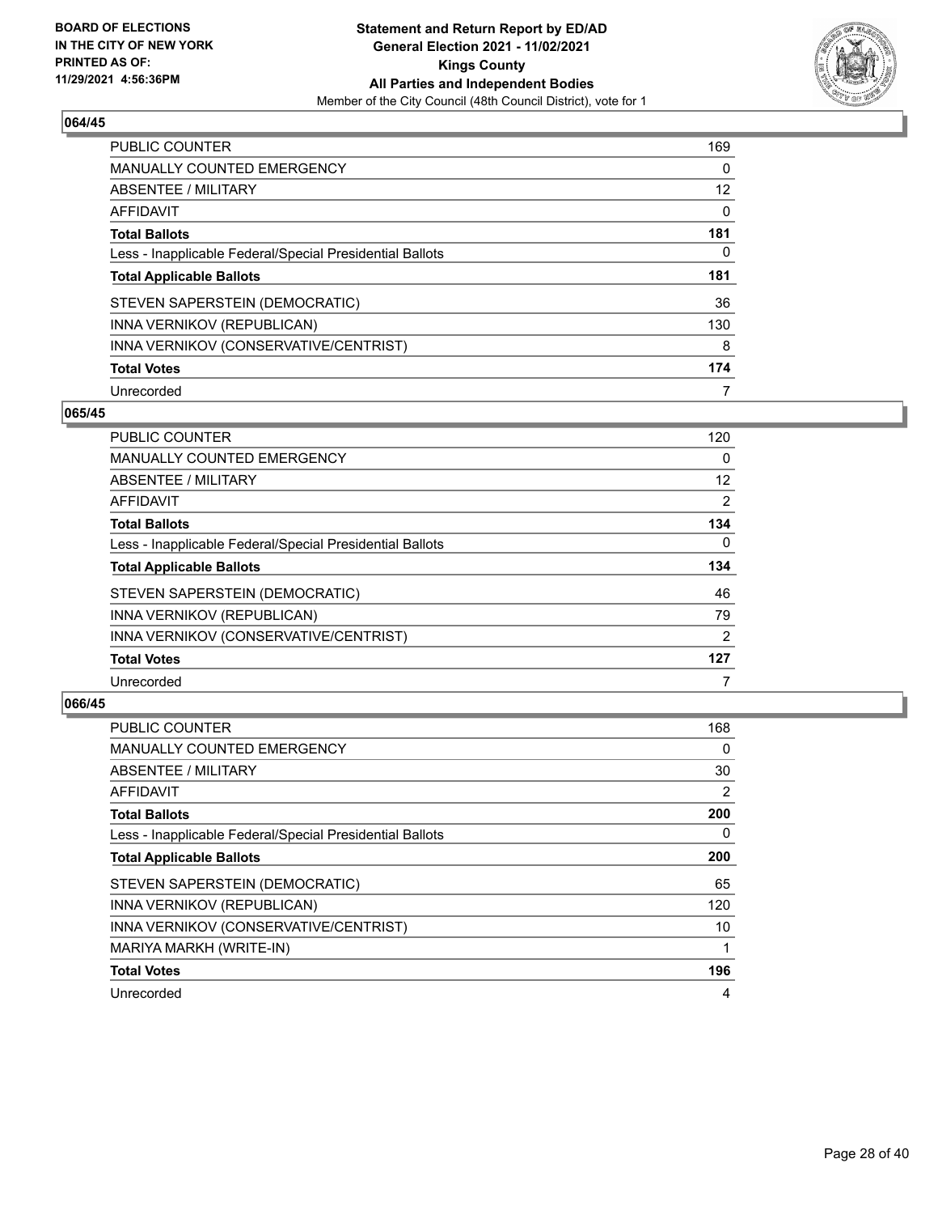BOARD OF ELECTIONS
IN THE CITY OF NEW YORK
PRINTED AS OF:
11/29/2021 4:56:36PM

**Statement and Return Report by ED/AD**
**General Election 2021 - 11/02/2021**
**Kings County**
**All Parties and Independent Bodies**
Member of the City Council (48th Council District), vote for 1

## 064/45

| | |
|---|---|
| PUBLIC COUNTER | 169 |
| MANUALLY COUNTED EMERGENCY | 0 |
| ABSENTEE / MILITARY | 12 |
| AFFIDAVIT | 0 |
| **Total Ballots** | **181** |
| Less - Inapplicable Federal/Special Presidential Ballots | 0 |
| **Total Applicable Ballots** | **181** |
| STEVEN SAPERSTEIN (DEMOCRATIC) | 36 |
| INNA VERNIKOV (REPUBLICAN) | 130 |
| INNA VERNIKOV (CONSERVATIVE/CENTRIST) | 8 |
| **Total Votes** | **174** |
| Unrecorded | 7 |

## 065/45

| | |
|---|---|
| PUBLIC COUNTER | 120 |
| MANUALLY COUNTED EMERGENCY | 0 |
| ABSENTEE / MILITARY | 12 |
| AFFIDAVIT | 2 |
| **Total Ballots** | **134** |
| Less - Inapplicable Federal/Special Presidential Ballots | 0 |
| **Total Applicable Ballots** | **134** |
| STEVEN SAPERSTEIN (DEMOCRATIC) | 46 |
| INNA VERNIKOV (REPUBLICAN) | 79 |
| INNA VERNIKOV (CONSERVATIVE/CENTRIST) | 2 |
| **Total Votes** | **127** |
| Unrecorded | 7 |

## 066/45

| | |
|---|---|
| PUBLIC COUNTER | 168 |
| MANUALLY COUNTED EMERGENCY | 0 |
| ABSENTEE / MILITARY | 30 |
| AFFIDAVIT | 2 |
| **Total Ballots** | **200** |
| Less - Inapplicable Federal/Special Presidential Ballots | 0 |
| **Total Applicable Ballots** | **200** |
| STEVEN SAPERSTEIN (DEMOCRATIC) | 65 |
| INNA VERNIKOV (REPUBLICAN) | 120 |
| INNA VERNIKOV (CONSERVATIVE/CENTRIST) | 10 |
| MARIYA MARKH (WRITE-IN) | 1 |
| **Total Votes** | **196** |
| Unrecorded | 4 |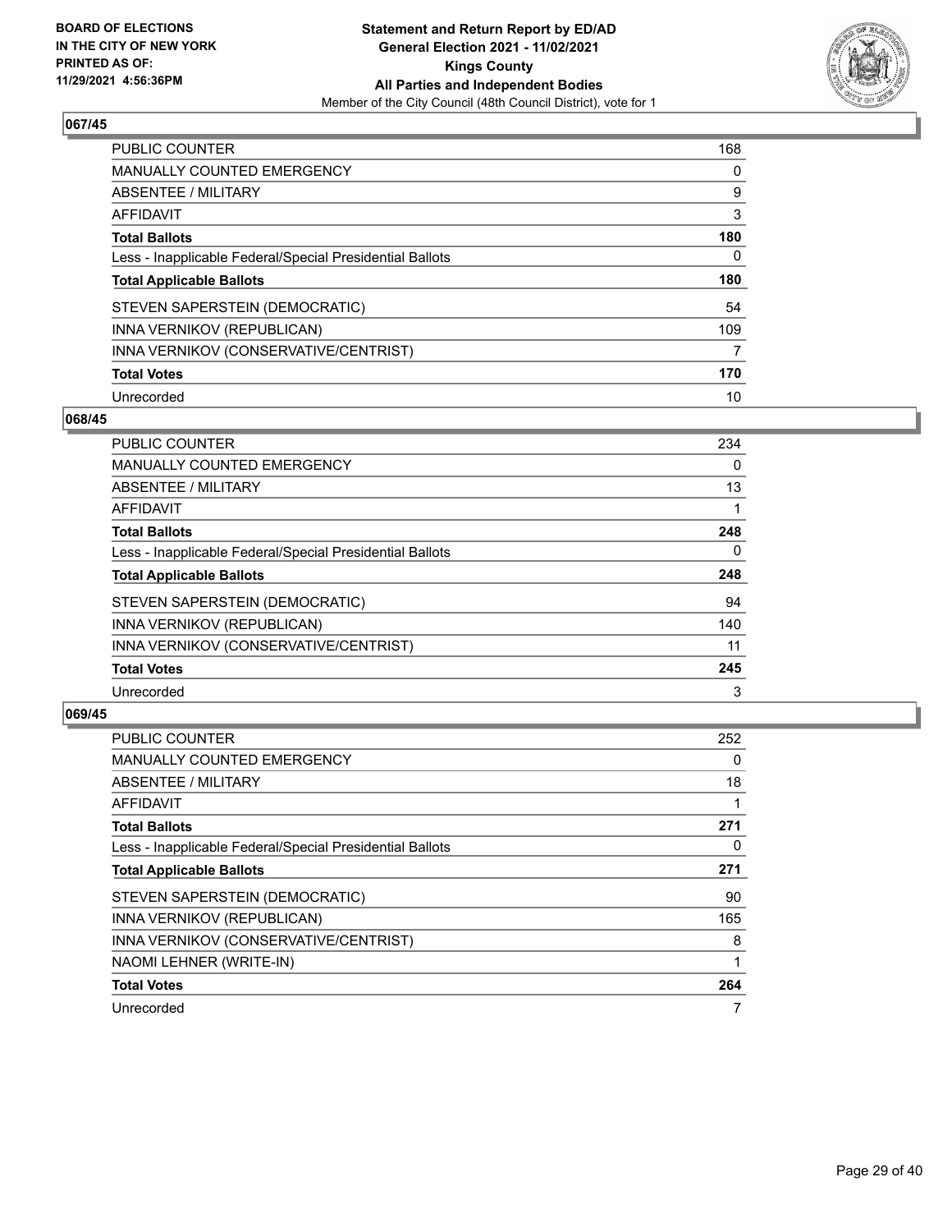BOARD OF ELECTIONS
IN THE CITY OF NEW YORK
PRINTED AS OF:
11/29/2021 4:56:36PM

**Statement and Return Report by ED/AD**
**General Election 2021 - 11/02/2021**
**Kings County**
**All Parties and Independent Bodies**
Member of the City Council (48th Council District), vote for 1

## 067/45

| | |
|---|---|
| PUBLIC COUNTER | 168 |
| MANUALLY COUNTED EMERGENCY | 0 |
| ABSENTEE / MILITARY | 9 |
| AFFIDAVIT | 3 |
| **Total Ballots** | **180** |
| Less - Inapplicable Federal/Special Presidential Ballots | 0 |
| **Total Applicable Ballots** | **180** |
| STEVEN SAPERSTEIN (DEMOCRATIC) | 54 |
| INNA VERNIKOV (REPUBLICAN) | 109 |
| INNA VERNIKOV (CONSERVATIVE/CENTRIST) | 7 |
| **Total Votes** | **170** |
| Unrecorded | 10 |

## 068/45

| | |
|---|---|
| PUBLIC COUNTER | 234 |
| MANUALLY COUNTED EMERGENCY | 0 |
| ABSENTEE / MILITARY | 13 |
| AFFIDAVIT | 1 |
| **Total Ballots** | **248** |
| Less - Inapplicable Federal/Special Presidential Ballots | 0 |
| **Total Applicable Ballots** | **248** |
| STEVEN SAPERSTEIN (DEMOCRATIC) | 94 |
| INNA VERNIKOV (REPUBLICAN) | 140 |
| INNA VERNIKOV (CONSERVATIVE/CENTRIST) | 11 |
| **Total Votes** | **245** |
| Unrecorded | 3 |

## 069/45

| | |
|---|---|
| PUBLIC COUNTER | 252 |
| MANUALLY COUNTED EMERGENCY | 0 |
| ABSENTEE / MILITARY | 18 |
| AFFIDAVIT | 1 |
| **Total Ballots** | **271** |
| Less - Inapplicable Federal/Special Presidential Ballots | 0 |
| **Total Applicable Ballots** | **271** |
| STEVEN SAPERSTEIN (DEMOCRATIC) | 90 |
| INNA VERNIKOV (REPUBLICAN) | 165 |
| INNA VERNIKOV (CONSERVATIVE/CENTRIST) | 8 |
| NAOMI LEHNER (WRITE-IN) | 1 |
| **Total Votes** | **264** |
| Unrecorded | 7 |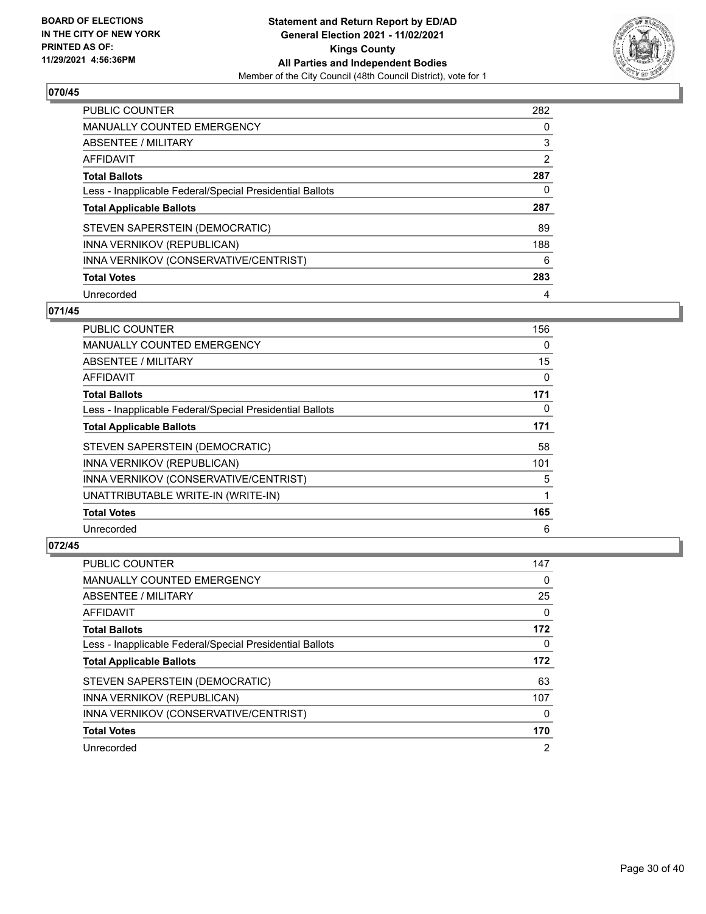**BOARD OF ELECTIONS IN THE CITY OF NEW YORK PRINTED AS OF: 11/29/2021 4:56:36PM**

**Statement and Return Report by ED/AD General Election 2021 - 11/02/2021 Kings County All Parties and Independent Bodies**
Member of the City Council (48th Council District), vote for 1

## 070/45

| | |
|---|---|
| PUBLIC COUNTER | 282 |
| MANUALLY COUNTED EMERGENCY | 0 |
| ABSENTEE / MILITARY | 3 |
| AFFIDAVIT | 2 |
| **Total Ballots** | **287** |
| Less - Inapplicable Federal/Special Presidential Ballots | 0 |
| **Total Applicable Ballots** | **287** |
| STEVEN SAPERSTEIN (DEMOCRATIC) | 89 |
| INNA VERNIKOV (REPUBLICAN) | 188 |
| INNA VERNIKOV (CONSERVATIVE/CENTRIST) | 6 |
| **Total Votes** | **283** |
| Unrecorded | 4 |

## 071/45

| | |
|---|---|
| PUBLIC COUNTER | 156 |
| MANUALLY COUNTED EMERGENCY | 0 |
| ABSENTEE / MILITARY | 15 |
| AFFIDAVIT | 0 |
| **Total Ballots** | **171** |
| Less - Inapplicable Federal/Special Presidential Ballots | 0 |
| **Total Applicable Ballots** | **171** |
| STEVEN SAPERSTEIN (DEMOCRATIC) | 58 |
| INNA VERNIKOV (REPUBLICAN) | 101 |
| INNA VERNIKOV (CONSERVATIVE/CENTRIST) | 5 |
| UNATTRIBUTABLE WRITE-IN (WRITE-IN) | 1 |
| **Total Votes** | **165** |
| Unrecorded | 6 |

## 072/45

| | |
|---|---|
| PUBLIC COUNTER | 147 |
| MANUALLY COUNTED EMERGENCY | 0 |
| ABSENTEE / MILITARY | 25 |
| AFFIDAVIT | 0 |
| **Total Ballots** | **172** |
| Less - Inapplicable Federal/Special Presidential Ballots | 0 |
| **Total Applicable Ballots** | **172** |
| STEVEN SAPERSTEIN (DEMOCRATIC) | 63 |
| INNA VERNIKOV (REPUBLICAN) | 107 |
| INNA VERNIKOV (CONSERVATIVE/CENTRIST) | 0 |
| **Total Votes** | **170** |
| Unrecorded | 2 |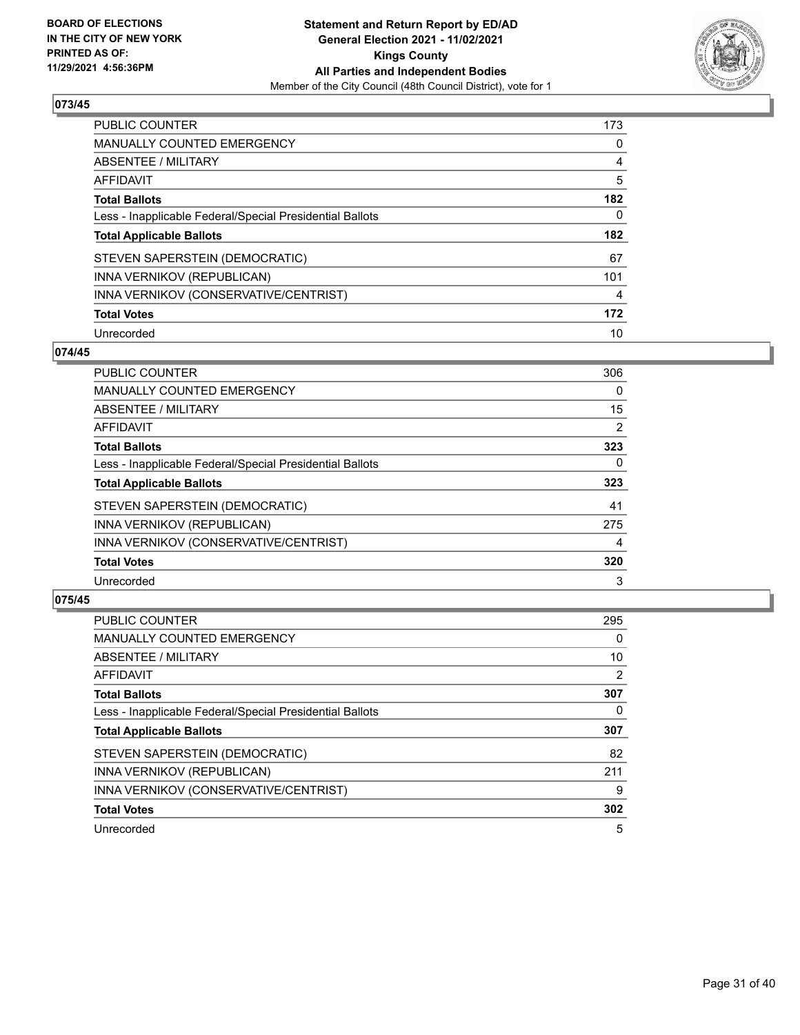## 073/45

| | |
|---|---|
| PUBLIC COUNTER | 173 |
| MANUALLY COUNTED EMERGENCY | 0 |
| ABSENTEE / MILITARY | 4 |
| AFFIDAVIT | 5 |
| **Total Ballots** | **182** |
| Less - Inapplicable Federal/Special Presidential Ballots | 0 |
| **Total Applicable Ballots** | **182** |
| STEVEN SAPERSTEIN (DEMOCRATIC) | 67 |
| INNA VERNIKOV (REPUBLICAN) | 101 |
| INNA VERNIKOV (CONSERVATIVE/CENTRIST) | 4 |
| **Total Votes** | **172** |
| Unrecorded | 10 |

## 074/45

| | |
|---|---|
| PUBLIC COUNTER | 306 |
| MANUALLY COUNTED EMERGENCY | 0 |
| ABSENTEE / MILITARY | 15 |
| AFFIDAVIT | 2 |
| **Total Ballots** | **323** |
| Less - Inapplicable Federal/Special Presidential Ballots | 0 |
| **Total Applicable Ballots** | **323** |
| STEVEN SAPERSTEIN (DEMOCRATIC) | 41 |
| INNA VERNIKOV (REPUBLICAN) | 275 |
| INNA VERNIKOV (CONSERVATIVE/CENTRIST) | 4 |
| **Total Votes** | **320** |
| Unrecorded | 3 |

## 075/45

| | |
|---|---|
| PUBLIC COUNTER | 295 |
| MANUALLY COUNTED EMERGENCY | 0 |
| ABSENTEE / MILITARY | 10 |
| AFFIDAVIT | 2 |
| **Total Ballots** | **307** |
| Less - Inapplicable Federal/Special Presidential Ballots | 0 |
| **Total Applicable Ballots** | **307** |
| STEVEN SAPERSTEIN (DEMOCRATIC) | 82 |
| INNA VERNIKOV (REPUBLICAN) | 211 |
| INNA VERNIKOV (CONSERVATIVE/CENTRIST) | 9 |
| **Total Votes** | **302** |
| Unrecorded | 5 |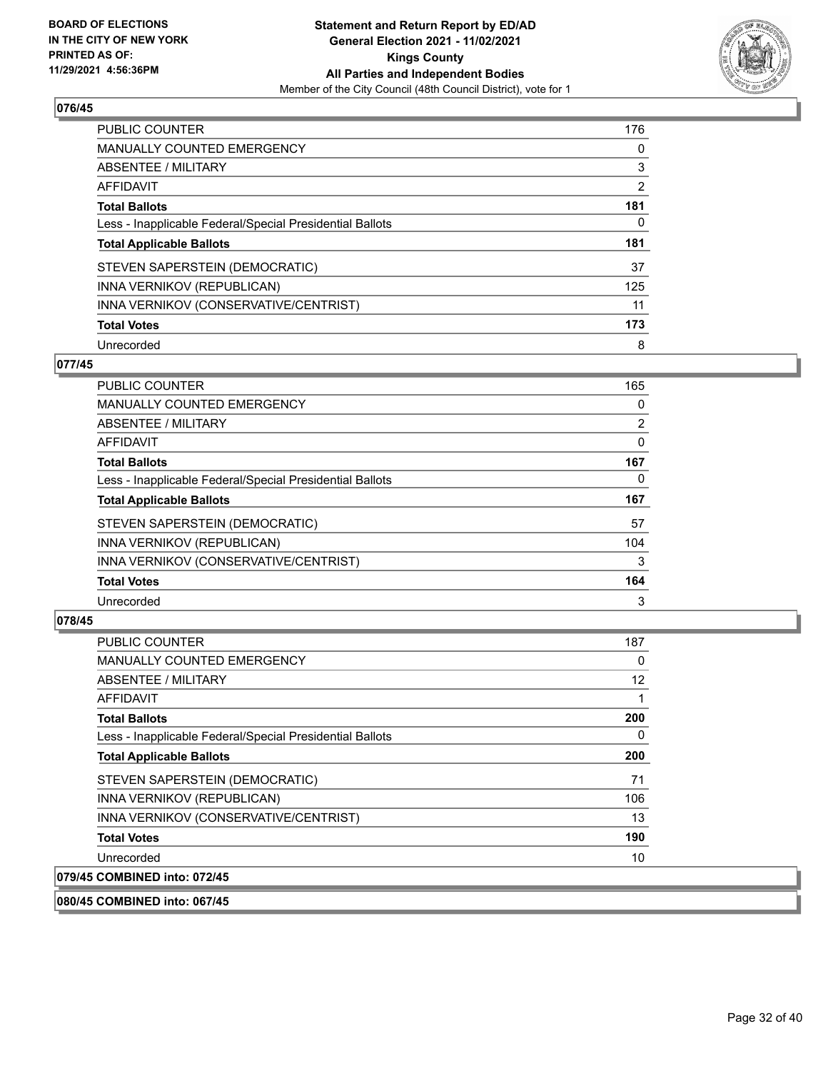**BOARD OF ELECTIONS IN THE CITY OF NEW YORK PRINTED AS OF: 11/29/2021 4:56:36PM**

**Statement and Return Report by ED/AD**
**General Election 2021 - 11/02/2021**
**Kings County**
**All Parties and Independent Bodies**
Member of the City Council (48th Council District), vote for 1

### 076/45

| | |
|---|---|
| PUBLIC COUNTER | 176 |
| MANUALLY COUNTED EMERGENCY | 0 |
| ABSENTEE / MILITARY | 3 |
| AFFIDAVIT | 2 |
| **Total Ballots** | **181** |
| Less - Inapplicable Federal/Special Presidential Ballots | 0 |
| **Total Applicable Ballots** | **181** |
| STEVEN SAPERSTEIN (DEMOCRATIC) | 37 |
| INNA VERNIKOV (REPUBLICAN) | 125 |
| INNA VERNIKOV (CONSERVATIVE/CENTRIST) | 11 |
| **Total Votes** | **173** |
| Unrecorded | 8 |

### 077/45

| | |
|---|---|
| PUBLIC COUNTER | 165 |
| MANUALLY COUNTED EMERGENCY | 0 |
| ABSENTEE / MILITARY | 2 |
| AFFIDAVIT | 0 |
| **Total Ballots** | **167** |
| Less - Inapplicable Federal/Special Presidential Ballots | 0 |
| **Total Applicable Ballots** | **167** |
| STEVEN SAPERSTEIN (DEMOCRATIC) | 57 |
| INNA VERNIKOV (REPUBLICAN) | 104 |
| INNA VERNIKOV (CONSERVATIVE/CENTRIST) | 3 |
| **Total Votes** | **164** |
| Unrecorded | 3 |

### 078/45

| | |
|---|---|
| PUBLIC COUNTER | 187 |
| MANUALLY COUNTED EMERGENCY | 0 |
| ABSENTEE / MILITARY | 12 |
| AFFIDAVIT | 1 |
| **Total Ballots** | **200** |
| Less - Inapplicable Federal/Special Presidential Ballots | 0 |
| **Total Applicable Ballots** | **200** |
| STEVEN SAPERSTEIN (DEMOCRATIC) | 71 |
| INNA VERNIKOV (REPUBLICAN) | 106 |
| INNA VERNIKOV (CONSERVATIVE/CENTRIST) | 13 |
| **Total Votes** | **190** |
| Unrecorded | 10 |

### 079/45 COMBINED into: 072/45

### 080/45 COMBINED into: 067/45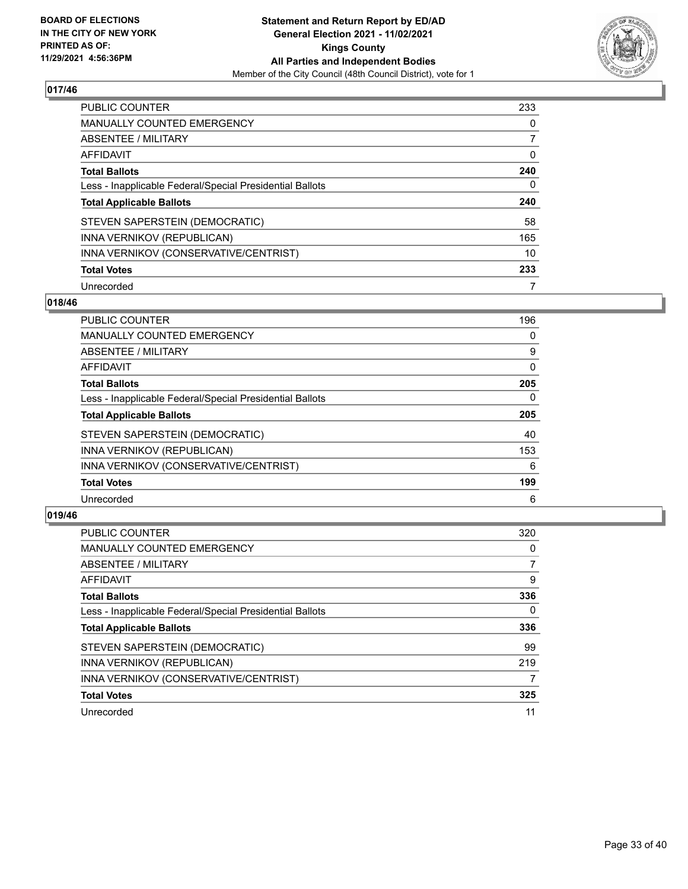BOARD OF ELECTIONS
IN THE CITY OF NEW YORK
PRINTED AS OF:
11/29/2021 4:56:36PM

**Statement and Return Report by ED/AD**
**General Election 2021 - 11/02/2021**
**Kings County**
**All Parties and Independent Bodies**
Member of the City Council (48th Council District), vote for 1

## 017/46

| | |
|---|---|
| PUBLIC COUNTER | 233 |
| MANUALLY COUNTED EMERGENCY | 0 |
| ABSENTEE / MILITARY | 7 |
| AFFIDAVIT | 0 |
| **Total Ballots** | **240** |
| Less - Inapplicable Federal/Special Presidential Ballots | 0 |
| **Total Applicable Ballots** | **240** |
| STEVEN SAPERSTEIN (DEMOCRATIC) | 58 |
| INNA VERNIKOV (REPUBLICAN) | 165 |
| INNA VERNIKOV (CONSERVATIVE/CENTRIST) | 10 |
| **Total Votes** | **233** |
| Unrecorded | 7 |

## 018/46

| | |
|---|---|
| PUBLIC COUNTER | 196 |
| MANUALLY COUNTED EMERGENCY | 0 |
| ABSENTEE / MILITARY | 9 |
| AFFIDAVIT | 0 |
| **Total Ballots** | **205** |
| Less - Inapplicable Federal/Special Presidential Ballots | 0 |
| **Total Applicable Ballots** | **205** |
| STEVEN SAPERSTEIN (DEMOCRATIC) | 40 |
| INNA VERNIKOV (REPUBLICAN) | 153 |
| INNA VERNIKOV (CONSERVATIVE/CENTRIST) | 6 |
| **Total Votes** | **199** |
| Unrecorded | 6 |

## 019/46

| | |
|---|---|
| PUBLIC COUNTER | 320 |
| MANUALLY COUNTED EMERGENCY | 0 |
| ABSENTEE / MILITARY | 7 |
| AFFIDAVIT | 9 |
| **Total Ballots** | **336** |
| Less - Inapplicable Federal/Special Presidential Ballots | 0 |
| **Total Applicable Ballots** | **336** |
| STEVEN SAPERSTEIN (DEMOCRATIC) | 99 |
| INNA VERNIKOV (REPUBLICAN) | 219 |
| INNA VERNIKOV (CONSERVATIVE/CENTRIST) | 7 |
| **Total Votes** | **325** |
| Unrecorded | 11 |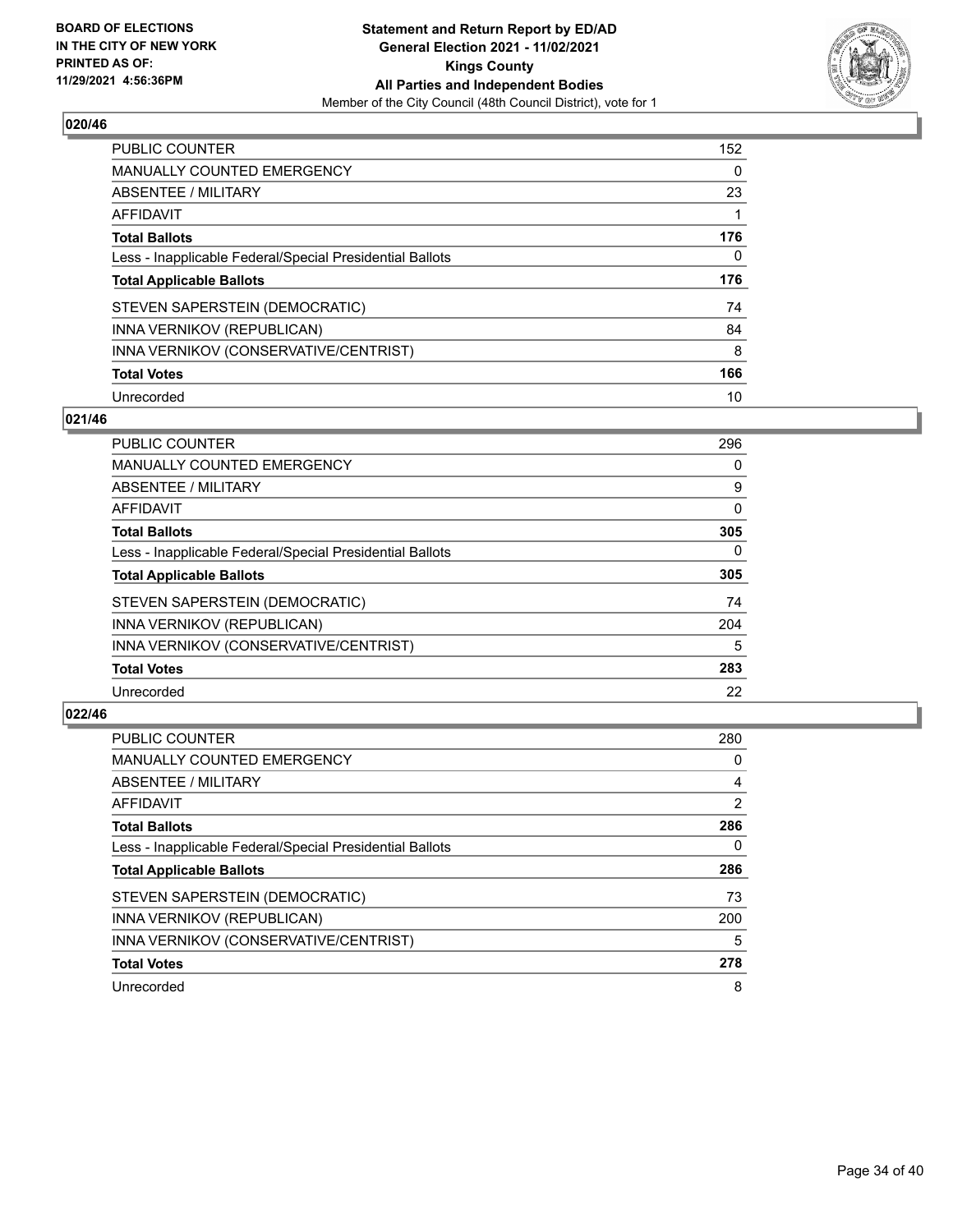## 020/46

| | |
|---|---|
| PUBLIC COUNTER | 152 |
| MANUALLY COUNTED EMERGENCY | 0 |
| ABSENTEE / MILITARY | 23 |
| AFFIDAVIT | 1 |
| **Total Ballots** | **176** |
| Less - Inapplicable Federal/Special Presidential Ballots | 0 |
| **Total Applicable Ballots** | **176** |
| STEVEN SAPERSTEIN (DEMOCRATIC) | 74 |
| INNA VERNIKOV (REPUBLICAN) | 84 |
| INNA VERNIKOV (CONSERVATIVE/CENTRIST) | 8 |
| **Total Votes** | **166** |
| Unrecorded | 10 |

## 021/46

| | |
|---|---|
| PUBLIC COUNTER | 296 |
| MANUALLY COUNTED EMERGENCY | 0 |
| ABSENTEE / MILITARY | 9 |
| AFFIDAVIT | 0 |
| **Total Ballots** | **305** |
| Less - Inapplicable Federal/Special Presidential Ballots | 0 |
| **Total Applicable Ballots** | **305** |
| STEVEN SAPERSTEIN (DEMOCRATIC) | 74 |
| INNA VERNIKOV (REPUBLICAN) | 204 |
| INNA VERNIKOV (CONSERVATIVE/CENTRIST) | 5 |
| **Total Votes** | **283** |
| Unrecorded | 22 |

## 022/46

| | |
|---|---|
| PUBLIC COUNTER | 280 |
| MANUALLY COUNTED EMERGENCY | 0 |
| ABSENTEE / MILITARY | 4 |
| AFFIDAVIT | 2 |
| **Total Ballots** | **286** |
| Less - Inapplicable Federal/Special Presidential Ballots | 0 |
| **Total Applicable Ballots** | **286** |
| STEVEN SAPERSTEIN (DEMOCRATIC) | 73 |
| INNA VERNIKOV (REPUBLICAN) | 200 |
| INNA VERNIKOV (CONSERVATIVE/CENTRIST) | 5 |
| **Total Votes** | **278** |
| Unrecorded | 8 |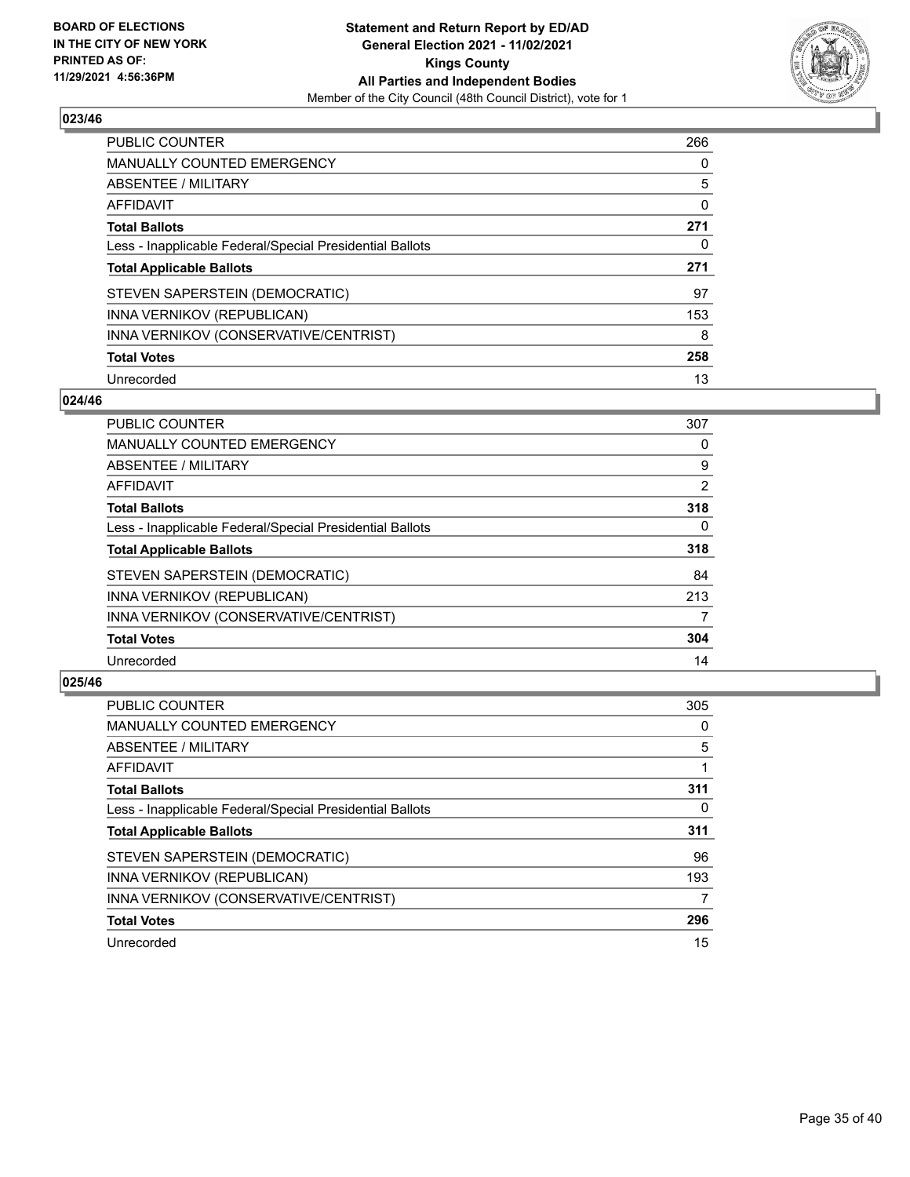## 023/46

| | |
|---|---|
| PUBLIC COUNTER | 266 |
| MANUALLY COUNTED EMERGENCY | 0 |
| ABSENTEE / MILITARY | 5 |
| AFFIDAVIT | 0 |
| **Total Ballots** | **271** |
| Less - Inapplicable Federal/Special Presidential Ballots | 0 |
| **Total Applicable Ballots** | **271** |
| STEVEN SAPERSTEIN (DEMOCRATIC) | 97 |
| INNA VERNIKOV (REPUBLICAN) | 153 |
| INNA VERNIKOV (CONSERVATIVE/CENTRIST) | 8 |
| **Total Votes** | **258** |
| Unrecorded | 13 |

## 024/46

| | |
|---|---|
| PUBLIC COUNTER | 307 |
| MANUALLY COUNTED EMERGENCY | 0 |
| ABSENTEE / MILITARY | 9 |
| AFFIDAVIT | 2 |
| **Total Ballots** | **318** |
| Less - Inapplicable Federal/Special Presidential Ballots | 0 |
| **Total Applicable Ballots** | **318** |
| STEVEN SAPERSTEIN (DEMOCRATIC) | 84 |
| INNA VERNIKOV (REPUBLICAN) | 213 |
| INNA VERNIKOV (CONSERVATIVE/CENTRIST) | 7 |
| **Total Votes** | **304** |
| Unrecorded | 14 |

## 025/46

| | |
|---|---|
| PUBLIC COUNTER | 305 |
| MANUALLY COUNTED EMERGENCY | 0 |
| ABSENTEE / MILITARY | 5 |
| AFFIDAVIT | 1 |
| **Total Ballots** | **311** |
| Less - Inapplicable Federal/Special Presidential Ballots | 0 |
| **Total Applicable Ballots** | **311** |
| STEVEN SAPERSTEIN (DEMOCRATIC) | 96 |
| INNA VERNIKOV (REPUBLICAN) | 193 |
| INNA VERNIKOV (CONSERVATIVE/CENTRIST) | 7 |
| **Total Votes** | **296** |
| Unrecorded | 15 |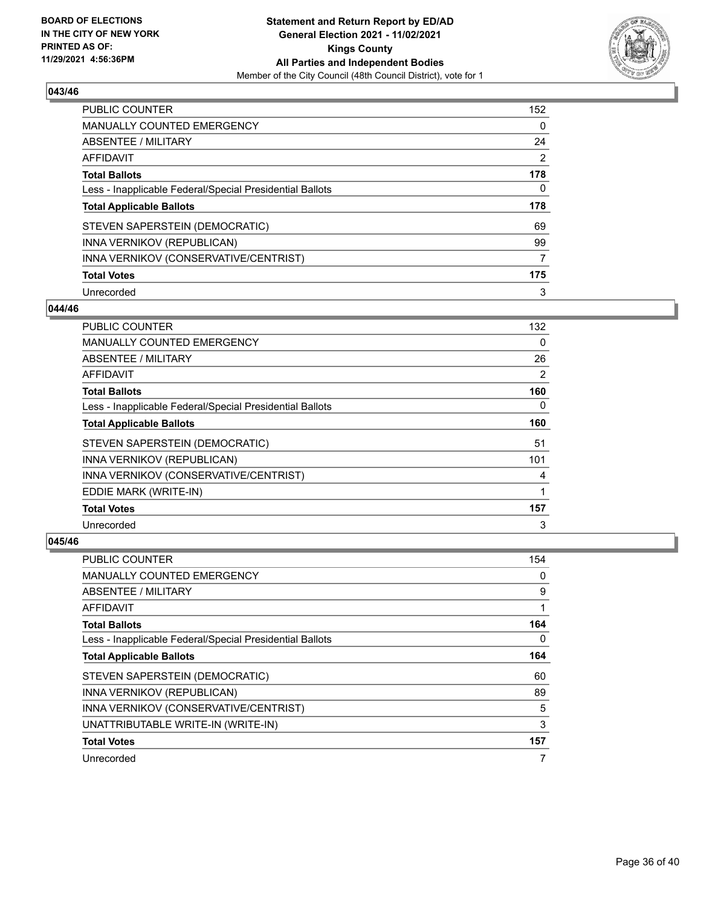BOARD OF ELECTIONS
IN THE CITY OF NEW YORK
PRINTED AS OF:
11/29/2021 4:56:36PM

**Statement and Return Report by ED/AD**
**General Election 2021 - 11/02/2021**
**Kings County**
**All Parties and Independent Bodies**
Member of the City Council (48th Council District), vote for 1

### 043/46

| | |
|---|---|
| PUBLIC COUNTER | 152 |
| MANUALLY COUNTED EMERGENCY | 0 |
| ABSENTEE / MILITARY | 24 |
| AFFIDAVIT | 2 |
| **Total Ballots** | **178** |
| Less - Inapplicable Federal/Special Presidential Ballots | 0 |
| **Total Applicable Ballots** | **178** |
| STEVEN SAPERSTEIN (DEMOCRATIC) | 69 |
| INNA VERNIKOV (REPUBLICAN) | 99 |
| INNA VERNIKOV (CONSERVATIVE/CENTRIST) | 7 |
| **Total Votes** | **175** |
| Unrecorded | 3 |

### 044/46

| | |
|---|---|
| PUBLIC COUNTER | 132 |
| MANUALLY COUNTED EMERGENCY | 0 |
| ABSENTEE / MILITARY | 26 |
| AFFIDAVIT | 2 |
| **Total Ballots** | **160** |
| Less - Inapplicable Federal/Special Presidential Ballots | 0 |
| **Total Applicable Ballots** | **160** |
| STEVEN SAPERSTEIN (DEMOCRATIC) | 51 |
| INNA VERNIKOV (REPUBLICAN) | 101 |
| INNA VERNIKOV (CONSERVATIVE/CENTRIST) | 4 |
| EDDIE MARK (WRITE-IN) | 1 |
| **Total Votes** | **157** |
| Unrecorded | 3 |

### 045/46

| | |
|---|---|
| PUBLIC COUNTER | 154 |
| MANUALLY COUNTED EMERGENCY | 0 |
| ABSENTEE / MILITARY | 9 |
| AFFIDAVIT | 1 |
| **Total Ballots** | **164** |
| Less - Inapplicable Federal/Special Presidential Ballots | 0 |
| **Total Applicable Ballots** | **164** |
| STEVEN SAPERSTEIN (DEMOCRATIC) | 60 |
| INNA VERNIKOV (REPUBLICAN) | 89 |
| INNA VERNIKOV (CONSERVATIVE/CENTRIST) | 5 |
| UNATTRIBUTABLE WRITE-IN (WRITE-IN) | 3 |
| **Total Votes** | **157** |
| Unrecorded | 7 |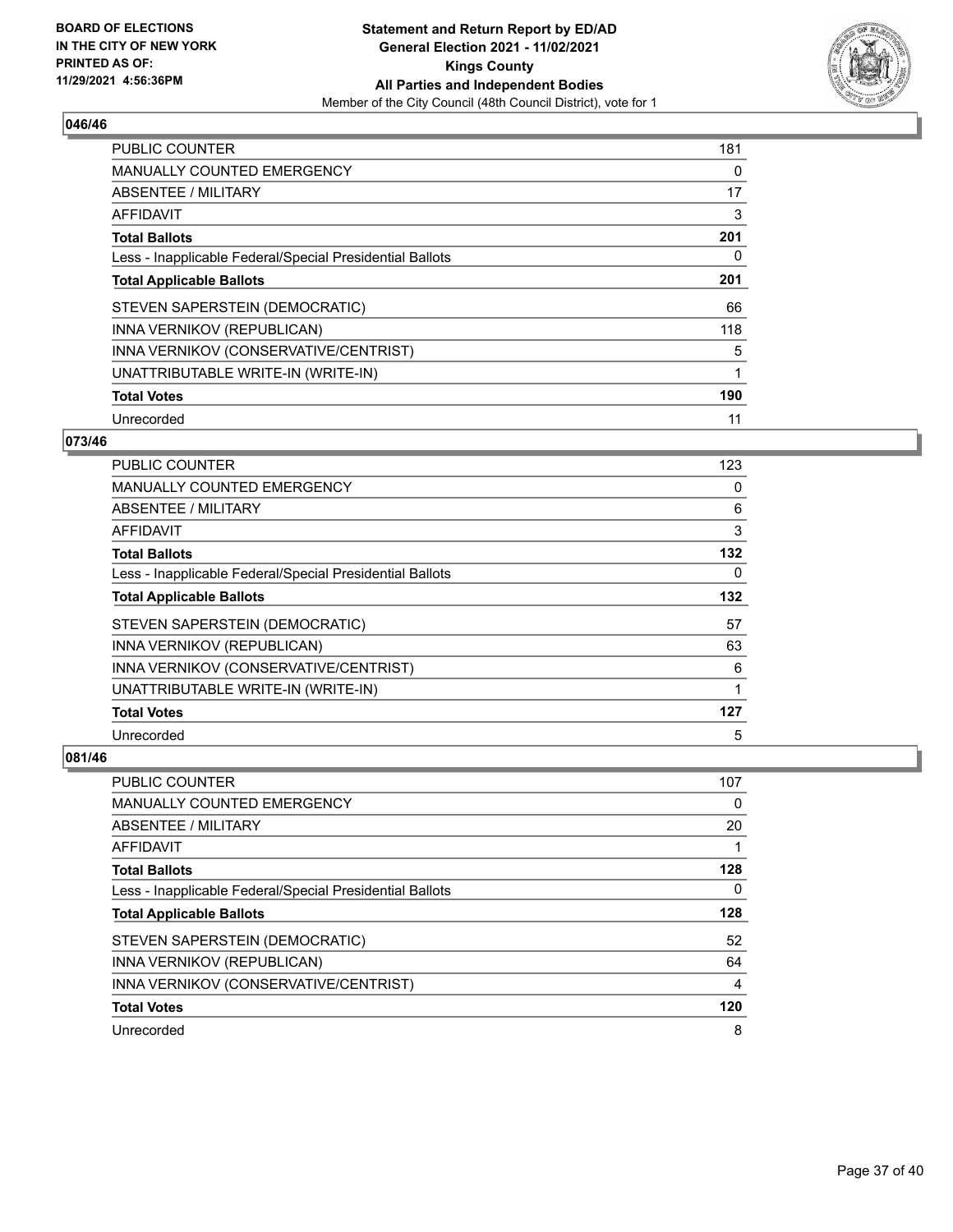**BOARD OF ELECTIONS IN THE CITY OF NEW YORK PRINTED AS OF: 11/29/2021 4:56:36PM**

**Statement and Return Report by ED/AD**
**General Election 2021 - 11/02/2021**
**Kings County**
**All Parties and Independent Bodies**
Member of the City Council (48th Council District), vote for 1

### 046/46

| | |
|---|---|
| PUBLIC COUNTER | 181 |
| MANUALLY COUNTED EMERGENCY | 0 |
| ABSENTEE / MILITARY | 17 |
| AFFIDAVIT | 3 |
| **Total Ballots** | **201** |
| Less - Inapplicable Federal/Special Presidential Ballots | 0 |
| **Total Applicable Ballots** | **201** |
| STEVEN SAPERSTEIN (DEMOCRATIC) | 66 |
| INNA VERNIKOV (REPUBLICAN) | 118 |
| INNA VERNIKOV (CONSERVATIVE/CENTRIST) | 5 |
| UNATTRIBUTABLE WRITE-IN (WRITE-IN) | 1 |
| **Total Votes** | **190** |
| Unrecorded | 11 |

### 073/46

| | |
|---|---|
| PUBLIC COUNTER | 123 |
| MANUALLY COUNTED EMERGENCY | 0 |
| ABSENTEE / MILITARY | 6 |
| AFFIDAVIT | 3 |
| **Total Ballots** | **132** |
| Less - Inapplicable Federal/Special Presidential Ballots | 0 |
| **Total Applicable Ballots** | **132** |
| STEVEN SAPERSTEIN (DEMOCRATIC) | 57 |
| INNA VERNIKOV (REPUBLICAN) | 63 |
| INNA VERNIKOV (CONSERVATIVE/CENTRIST) | 6 |
| UNATTRIBUTABLE WRITE-IN (WRITE-IN) | 1 |
| **Total Votes** | **127** |
| Unrecorded | 5 |

### 081/46

| | |
|---|---|
| PUBLIC COUNTER | 107 |
| MANUALLY COUNTED EMERGENCY | 0 |
| ABSENTEE / MILITARY | 20 |
| AFFIDAVIT | 1 |
| **Total Ballots** | **128** |
| Less - Inapplicable Federal/Special Presidential Ballots | 0 |
| **Total Applicable Ballots** | **128** |
| STEVEN SAPERSTEIN (DEMOCRATIC) | 52 |
| INNA VERNIKOV (REPUBLICAN) | 64 |
| INNA VERNIKOV (CONSERVATIVE/CENTRIST) | 4 |
| **Total Votes** | **120** |
| Unrecorded | 8 |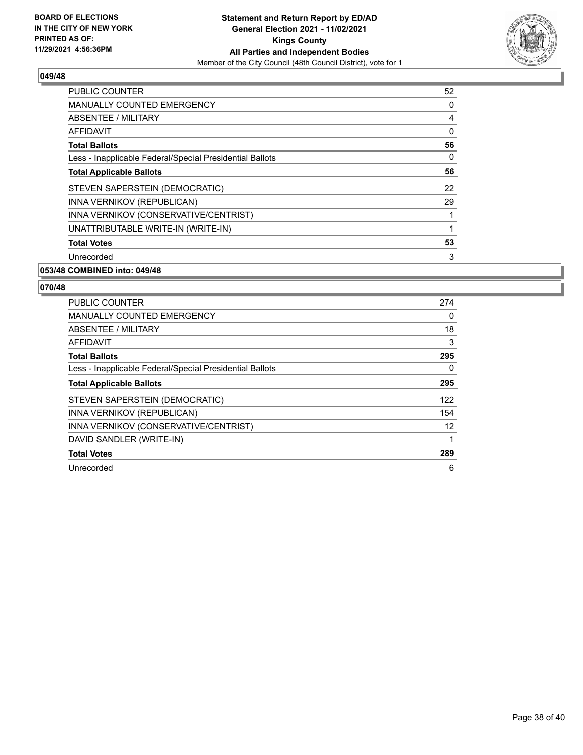**BOARD OF ELECTIONS IN THE CITY OF NEW YORK PRINTED AS OF: 11/29/2021 4:56:36PM**

**Statement and Return Report by ED/AD General Election 2021 - 11/02/2021 Kings County All Parties and Independent Bodies**

Member of the City Council (48th Council District), vote for 1

### 049/48

| | |
|---|---|
| PUBLIC COUNTER | 52 |
| MANUALLY COUNTED EMERGENCY | 0 |
| ABSENTEE / MILITARY | 4 |
| AFFIDAVIT | 0 |
| **Total Ballots** | **56** |
| Less - Inapplicable Federal/Special Presidential Ballots | 0 |
| **Total Applicable Ballots** | **56** |
| STEVEN SAPERSTEIN (DEMOCRATIC) | 22 |
| INNA VERNIKOV (REPUBLICAN) | 29 |
| INNA VERNIKOV (CONSERVATIVE/CENTRIST) | 1 |
| UNATTRIBUTABLE WRITE-IN (WRITE-IN) | 1 |
| **Total Votes** | **53** |
| Unrecorded | 3 |

### 053/48 COMBINED into: 049/48

### 070/48

| | |
|---|---|
| PUBLIC COUNTER | 274 |
| MANUALLY COUNTED EMERGENCY | 0 |
| ABSENTEE / MILITARY | 18 |
| AFFIDAVIT | 3 |
| **Total Ballots** | **295** |
| Less - Inapplicable Federal/Special Presidential Ballots | 0 |
| **Total Applicable Ballots** | **295** |
| STEVEN SAPERSTEIN (DEMOCRATIC) | 122 |
| INNA VERNIKOV (REPUBLICAN) | 154 |
| INNA VERNIKOV (CONSERVATIVE/CENTRIST) | 12 |
| DAVID SANDLER (WRITE-IN) | 1 |
| **Total Votes** | **289** |
| Unrecorded | 6 |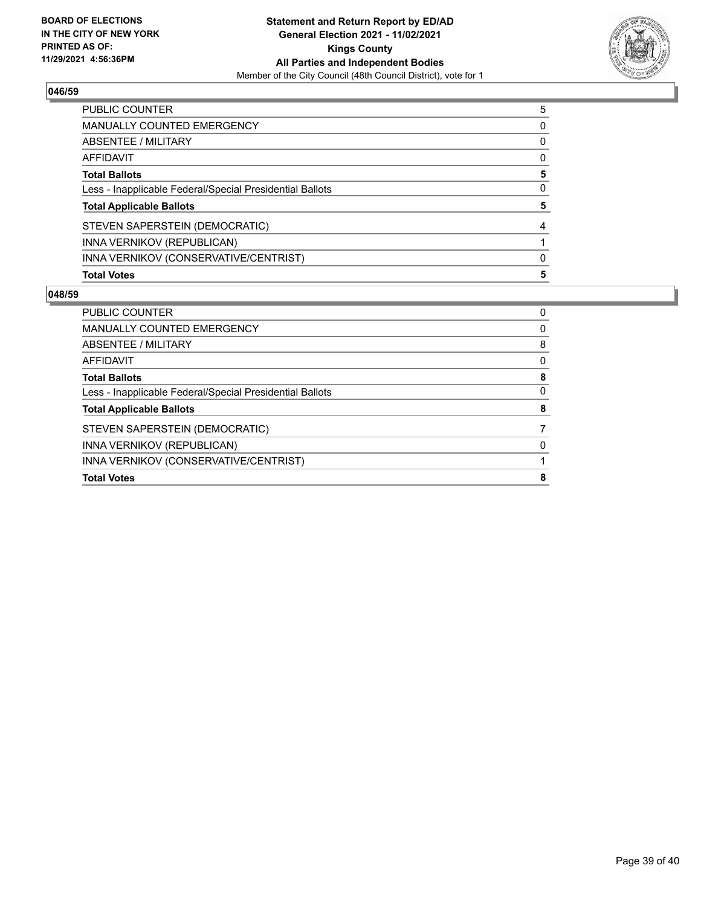**BOARD OF ELECTIONS IN THE CITY OF NEW YORK PRINTED AS OF: 11/29/2021 4:56:36PM**

**Statement and Return Report by ED/AD General Election 2021 - 11/02/2021 Kings County All Parties and Independent Bodies**

Member of the City Council (48th Council District), vote for 1

### 046/59

| | |
|---|---|
| PUBLIC COUNTER | 5 |
| MANUALLY COUNTED EMERGENCY | 0 |
| ABSENTEE / MILITARY | 0 |
| AFFIDAVIT | 0 |
| **Total Ballots** | **5** |
| Less - Inapplicable Federal/Special Presidential Ballots | 0 |
| **Total Applicable Ballots** | **5** |
| STEVEN SAPERSTEIN (DEMOCRATIC) | 4 |
| INNA VERNIKOV (REPUBLICAN) | 1 |
| INNA VERNIKOV (CONSERVATIVE/CENTRIST) | 0 |
| **Total Votes** | **5** |

### 048/59

| | |
|---|---|
| PUBLIC COUNTER | 0 |
| MANUALLY COUNTED EMERGENCY | 0 |
| ABSENTEE / MILITARY | 8 |
| AFFIDAVIT | 0 |
| **Total Ballots** | **8** |
| Less - Inapplicable Federal/Special Presidential Ballots | 0 |
| **Total Applicable Ballots** | **8** |
| STEVEN SAPERSTEIN (DEMOCRATIC) | 7 |
| INNA VERNIKOV (REPUBLICAN) | 0 |
| INNA VERNIKOV (CONSERVATIVE/CENTRIST) | 1 |
| **Total Votes** | **8** |